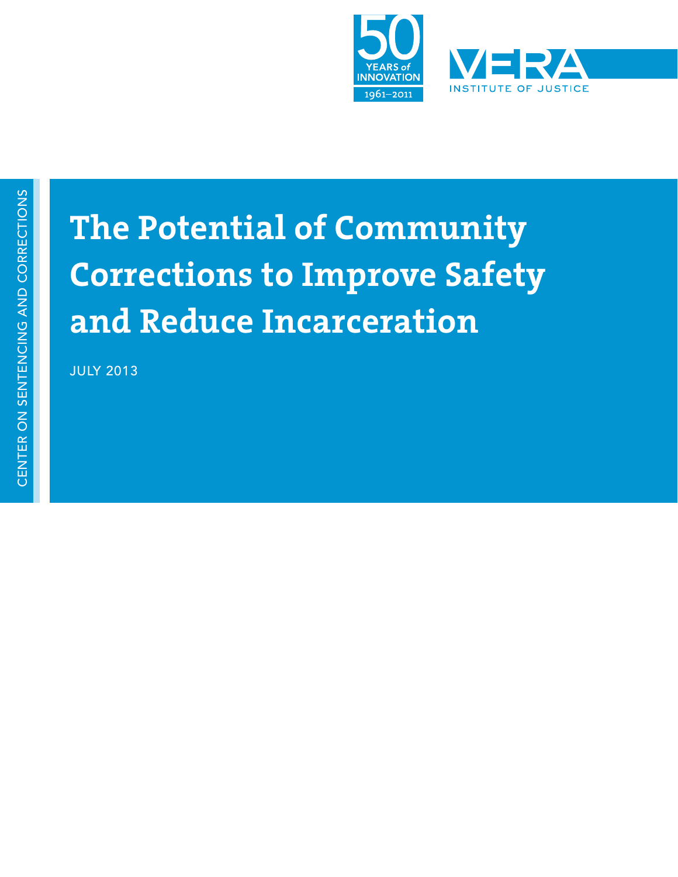50 YEARS of INNOVATION 1961–2011

VERA INSTITUTE OF JUSTICE

CENTER ON SENTENCING AND CORRECTIONS

# The Potential of Community Corrections to Improve Safety and Reduce Incarceration

JULY 2013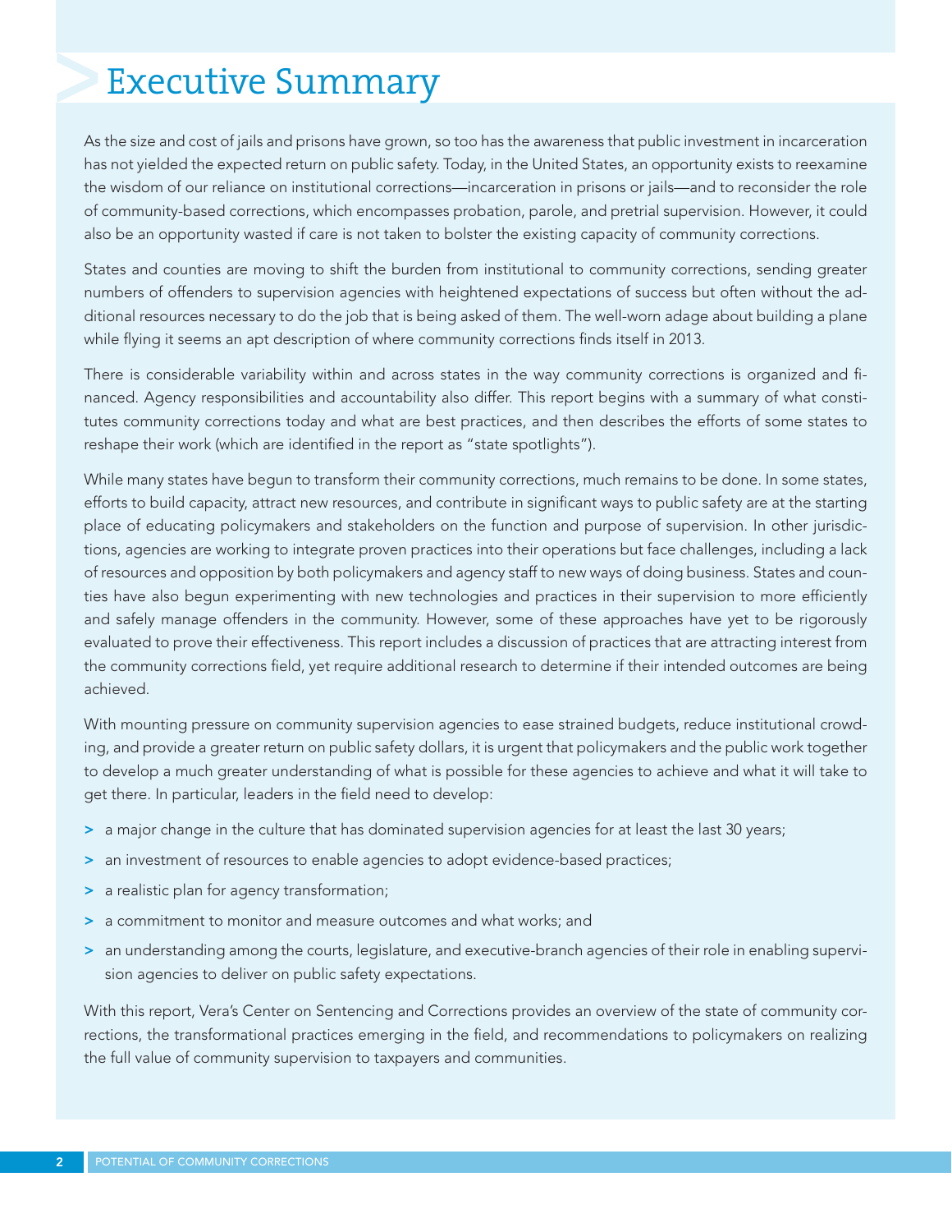# Executive Summary

As the size and cost of jails and prisons have grown, so too has the awareness that public investment in incarceration has not yielded the expected return on public safety. Today, in the United States, an opportunity exists to reexamine the wisdom of our reliance on institutional corrections—incarceration in prisons or jails—and to reconsider the role of community-based corrections, which encompasses probation, parole, and pretrial supervision. However, it could also be an opportunity wasted if care is not taken to bolster the existing capacity of community corrections.

States and counties are moving to shift the burden from institutional to community corrections, sending greater numbers of offenders to supervision agencies with heightened expectations of success but often without the additional resources necessary to do the job that is being asked of them. The well-worn adage about building a plane while flying it seems an apt description of where community corrections finds itself in 2013.

There is considerable variability within and across states in the way community corrections is organized and financed. Agency responsibilities and accountability also differ. This report begins with a summary of what constitutes community corrections today and what are best practices, and then describes the efforts of some states to reshape their work (which are identified in the report as "state spotlights").

While many states have begun to transform their community corrections, much remains to be done. In some states, efforts to build capacity, attract new resources, and contribute in significant ways to public safety are at the starting place of educating policymakers and stakeholders on the function and purpose of supervision. In other jurisdictions, agencies are working to integrate proven practices into their operations but face challenges, including a lack of resources and opposition by both policymakers and agency staff to new ways of doing business. States and counties have also begun experimenting with new technologies and practices in their supervision to more efficiently and safely manage offenders in the community. However, some of these approaches have yet to be rigorously evaluated to prove their effectiveness. This report includes a discussion of practices that are attracting interest from the community corrections field, yet require additional research to determine if their intended outcomes are being achieved.

With mounting pressure on community supervision agencies to ease strained budgets, reduce institutional crowding, and provide a greater return on public safety dollars, it is urgent that policymakers and the public work together to develop a much greater understanding of what is possible for these agencies to achieve and what it will take to get there. In particular, leaders in the field need to develop:

- a major change in the culture that has dominated supervision agencies for at least the last 30 years;
- an investment of resources to enable agencies to adopt evidence-based practices;
- a realistic plan for agency transformation;
- a commitment to monitor and measure outcomes and what works; and
- an understanding among the courts, legislature, and executive-branch agencies of their role in enabling supervision agencies to deliver on public safety expectations.

With this report, Vera's Center on Sentencing and Corrections provides an overview of the state of community corrections, the transformational practices emerging in the field, and recommendations to policymakers on realizing the full value of community supervision to taxpayers and communities.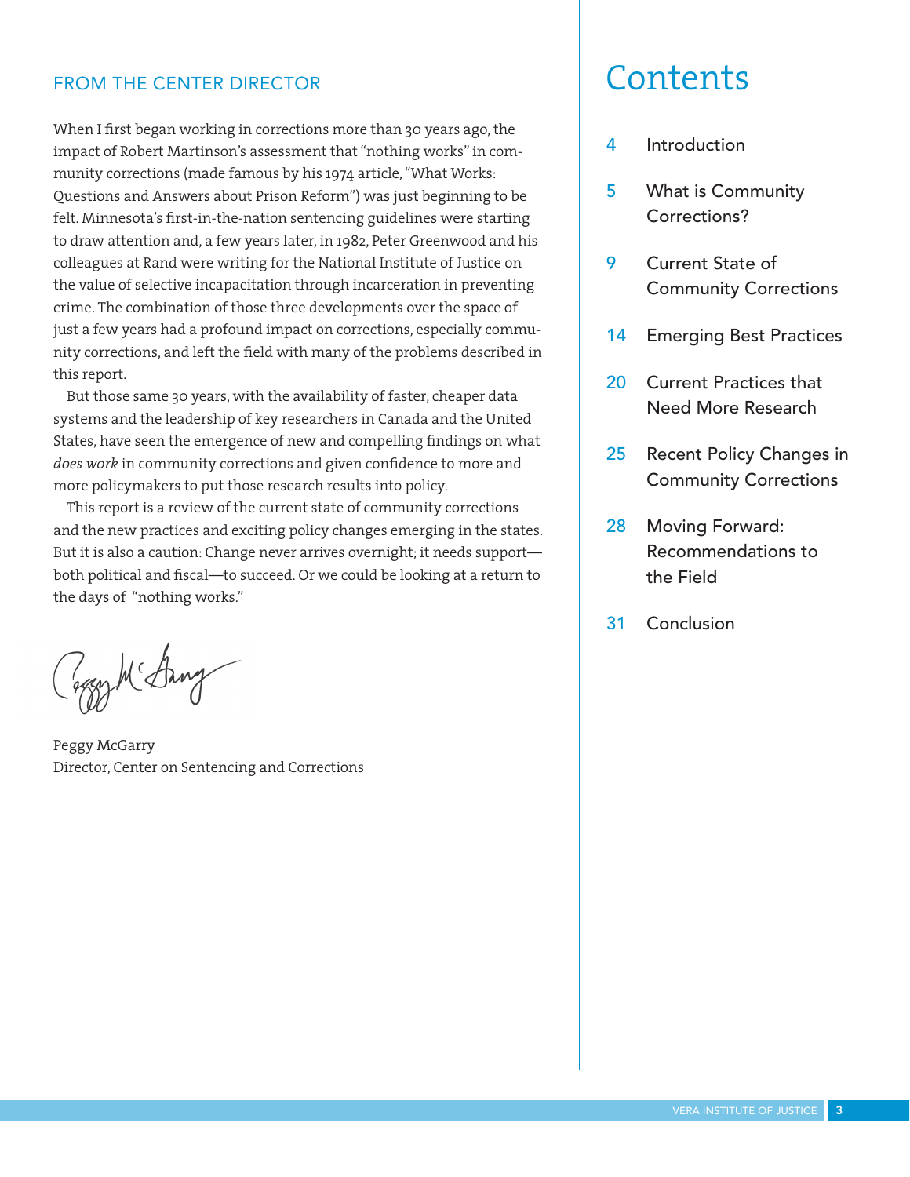## FROM THE CENTER DIRECTOR

When I first began working in corrections more than 30 years ago, the impact of Robert Martinson's assessment that "nothing works" in community corrections (made famous by his 1974 article, "What Works: Questions and Answers about Prison Reform") was just beginning to be felt. Minnesota's first-in-the-nation sentencing guidelines were starting to draw attention and, a few years later, in 1982, Peter Greenwood and his colleagues at Rand were writing for the National Institute of Justice on the value of selective incapacitation through incarceration in preventing crime. The combination of those three developments over the space of just a few years had a profound impact on corrections, especially community corrections, and left the field with many of the problems described in this report.

But those same 30 years, with the availability of faster, cheaper data systems and the leadership of key researchers in Canada and the United States, have seen the emergence of new and compelling findings on what *does work* in community corrections and given confidence to more and more policymakers to put those research results into policy.

This report is a review of the current state of community corrections and the new practices and exciting policy changes emerging in the states. But it is also a caution: Change never arrives overnight; it needs support—both political and fiscal—to succeed. Or we could be looking at a return to the days of "nothing works."

Peggy McGarry
Director, Center on Sentencing and Corrections

# Contents

- 4 Introduction
- 5 What is Community Corrections?
- 9 Current State of Community Corrections
- 14 Emerging Best Practices
- 20 Current Practices that Need More Research
- 25 Recent Policy Changes in Community Corrections
- 28 Moving Forward: Recommendations to the Field
- 31 Conclusion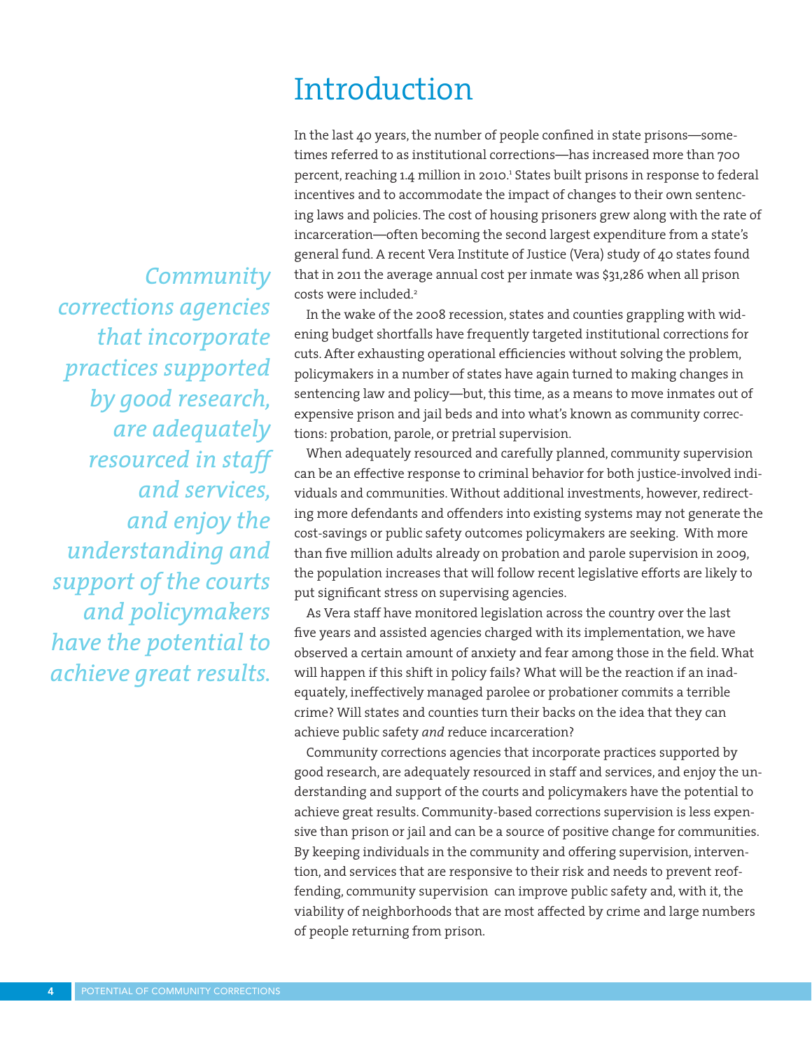# Introduction

In the last 40 years, the number of people confined in state prisons—sometimes referred to as institutional corrections—has increased more than 700 percent, reaching 1.4 million in 2010.[1] States built prisons in response to federal incentives and to accommodate the impact of changes to their own sentencing laws and policies. The cost of housing prisoners grew along with the rate of incarceration—often becoming the second largest expenditure from a state's general fund. A recent Vera Institute of Justice (Vera) study of 40 states found that in 2011 the average annual cost per inmate was $31,286 when all prison costs were included.[2]

*Community corrections agencies that incorporate practices supported by good research, are adequately resourced in staff and services, and enjoy the understanding and support of the courts and policymakers have the potential to achieve great results.*

In the wake of the 2008 recession, states and counties grappling with widening budget shortfalls have frequently targeted institutional corrections for cuts. After exhausting operational efficiencies without solving the problem, policymakers in a number of states have again turned to making changes in sentencing law and policy—but, this time, as a means to move inmates out of expensive prison and jail beds and into what's known as community corrections: probation, parole, or pretrial supervision.

When adequately resourced and carefully planned, community supervision can be an effective response to criminal behavior for both justice-involved individuals and communities. Without additional investments, however, redirecting more defendants and offenders into existing systems may not generate the cost-savings or public safety outcomes policymakers are seeking. With more than five million adults already on probation and parole supervision in 2009, the population increases that will follow recent legislative efforts are likely to put significant stress on supervising agencies.

As Vera staff have monitored legislation across the country over the last five years and assisted agencies charged with its implementation, we have observed a certain amount of anxiety and fear among those in the field. What will happen if this shift in policy fails? What will be the reaction if an inadequately, ineffectively managed parolee or probationer commits a terrible crime? Will states and counties turn their backs on the idea that they can achieve public safety *and* reduce incarceration?

Community corrections agencies that incorporate practices supported by good research, are adequately resourced in staff and services, and enjoy the understanding and support of the courts and policymakers have the potential to achieve great results. Community-based corrections supervision is less expensive than prison or jail and can be a source of positive change for communities. By keeping individuals in the community and offering supervision, intervention, and services that are responsive to their risk and needs to prevent reoffending, community supervision can improve public safety and, with it, the viability of neighborhoods that are most affected by crime and large numbers of people returning from prison.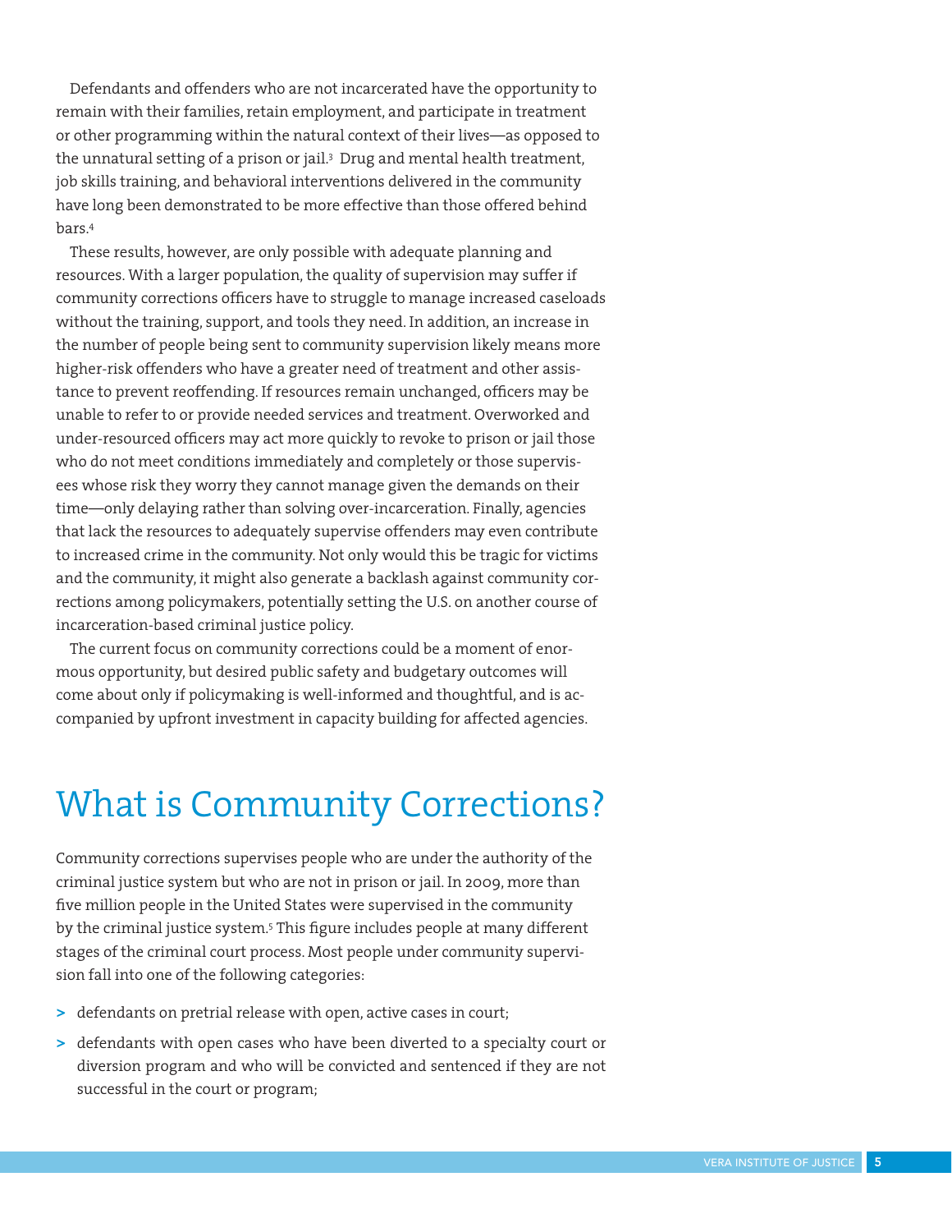Defendants and offenders who are not incarcerated have the opportunity to remain with their families, retain employment, and participate in treatment or other programming within the natural context of their lives—as opposed to the unnatural setting of a prison or jail.[3] Drug and mental health treatment, job skills training, and behavioral interventions delivered in the community have long been demonstrated to be more effective than those offered behind bars.[4]

These results, however, are only possible with adequate planning and resources. With a larger population, the quality of supervision may suffer if community corrections officers have to struggle to manage increased caseloads without the training, support, and tools they need. In addition, an increase in the number of people being sent to community supervision likely means more higher-risk offenders who have a greater need of treatment and other assistance to prevent reoffending. If resources remain unchanged, officers may be unable to refer to or provide needed services and treatment. Overworked and under-resourced officers may act more quickly to revoke to prison or jail those who do not meet conditions immediately and completely or those supervisees whose risk they worry they cannot manage given the demands on their time—only delaying rather than solving over-incarceration. Finally, agencies that lack the resources to adequately supervise offenders may even contribute to increased crime in the community. Not only would this be tragic for victims and the community, it might also generate a backlash against community corrections among policymakers, potentially setting the U.S. on another course of incarceration-based criminal justice policy.

The current focus on community corrections could be a moment of enormous opportunity, but desired public safety and budgetary outcomes will come about only if policymaking is well-informed and thoughtful, and is accompanied by upfront investment in capacity building for affected agencies.

# What is Community Corrections?

Community corrections supervises people who are under the authority of the criminal justice system but who are not in prison or jail. In 2009, more than five million people in the United States were supervised in the community by the criminal justice system.[5] This figure includes people at many different stages of the criminal court process. Most people under community supervision fall into one of the following categories:

- defendants on pretrial release with open, active cases in court;
- defendants with open cases who have been diverted to a specialty court or diversion program and who will be convicted and sentenced if they are not successful in the court or program;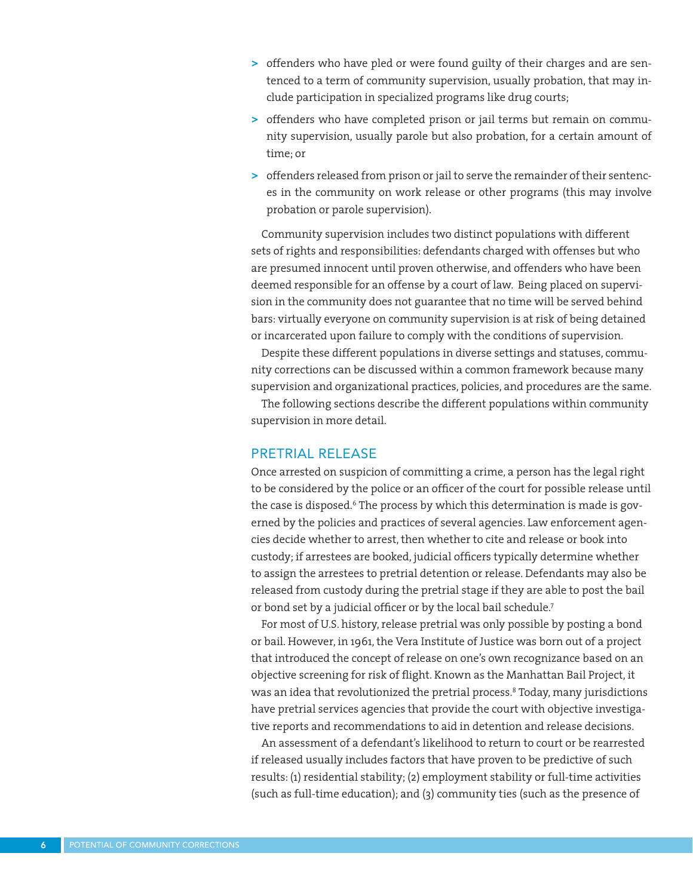- offenders who have pled or were found guilty of their charges and are sentenced to a term of community supervision, usually probation, that may include participation in specialized programs like drug courts;
- offenders who have completed prison or jail terms but remain on community supervision, usually parole but also probation, for a certain amount of time; or
- offenders released from prison or jail to serve the remainder of their sentences in the community on work release or other programs (this may involve probation or parole supervision).

Community supervision includes two distinct populations with different sets of rights and responsibilities: defendants charged with offenses but who are presumed innocent until proven otherwise, and offenders who have been deemed responsible for an offense by a court of law. Being placed on supervision in the community does not guarantee that no time will be served behind bars: virtually everyone on community supervision is at risk of being detained or incarcerated upon failure to comply with the conditions of supervision.

Despite these different populations in diverse settings and statuses, community corrections can be discussed within a common framework because many supervision and organizational practices, policies, and procedures are the same.

The following sections describe the different populations within community supervision in more detail.

## PRETRIAL RELEASE

Once arrested on suspicion of committing a crime, a person has the legal right to be considered by the police or an officer of the court for possible release until the case is disposed.[6] The process by which this determination is made is governed by the policies and practices of several agencies. Law enforcement agencies decide whether to arrest, then whether to cite and release or book into custody; if arrestees are booked, judicial officers typically determine whether to assign the arrestees to pretrial detention or release. Defendants may also be released from custody during the pretrial stage if they are able to post the bail or bond set by a judicial officer or by the local bail schedule.[7]

For most of U.S. history, release pretrial was only possible by posting a bond or bail. However, in 1961, the Vera Institute of Justice was born out of a project that introduced the concept of release on one's own recognizance based on an objective screening for risk of flight. Known as the Manhattan Bail Project, it was an idea that revolutionized the pretrial process.[8] Today, many jurisdictions have pretrial services agencies that provide the court with objective investigative reports and recommendations to aid in detention and release decisions.

An assessment of a defendant's likelihood to return to court or be rearrested if released usually includes factors that have proven to be predictive of such results: (1) residential stability; (2) employment stability or full-time activities (such as full-time education); and (3) community ties (such as the presence of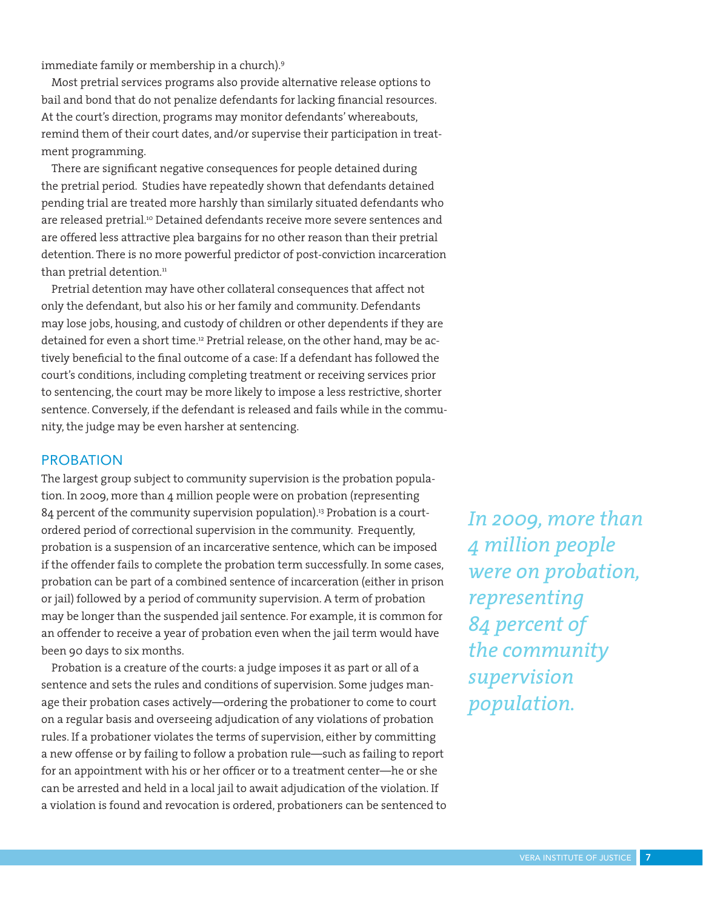immediate family or membership in a church).[9]

Most pretrial services programs also provide alternative release options to bail and bond that do not penalize defendants for lacking financial resources. At the court's direction, programs may monitor defendants' whereabouts, remind them of their court dates, and/or supervise their participation in treatment programming.

There are significant negative consequences for people detained during the pretrial period. Studies have repeatedly shown that defendants detained pending trial are treated more harshly than similarly situated defendants who are released pretrial.[10] Detained defendants receive more severe sentences and are offered less attractive plea bargains for no other reason than their pretrial detention. There is no more powerful predictor of post-conviction incarceration than pretrial detention.[11]

Pretrial detention may have other collateral consequences that affect not only the defendant, but also his or her family and community. Defendants may lose jobs, housing, and custody of children or other dependents if they are detained for even a short time.[12] Pretrial release, on the other hand, may be actively beneficial to the final outcome of a case: If a defendant has followed the court's conditions, including completing treatment or receiving services prior to sentencing, the court may be more likely to impose a less restrictive, shorter sentence. Conversely, if the defendant is released and fails while in the community, the judge may be even harsher at sentencing.

## PROBATION

The largest group subject to community supervision is the probation population. In 2009, more than 4 million people were on probation (representing 84 percent of the community supervision population).[13] Probation is a court-ordered period of correctional supervision in the community. Frequently, probation is a suspension of an incarcerative sentence, which can be imposed if the offender fails to complete the probation term successfully. In some cases, probation can be part of a combined sentence of incarceration (either in prison or jail) followed by a period of community supervision. A term of probation may be longer than the suspended jail sentence. For example, it is common for an offender to receive a year of probation even when the jail term would have been 90 days to six months.

*In 2009, more than 4 million people were on probation, representing 84 percent of the community supervision population.*

Probation is a creature of the courts: a judge imposes it as part or all of a sentence and sets the rules and conditions of supervision. Some judges manage their probation cases actively—ordering the probationer to come to court on a regular basis and overseeing adjudication of any violations of probation rules. If a probationer violates the terms of supervision, either by committing a new offense or by failing to follow a probation rule—such as failing to report for an appointment with his or her officer or to a treatment center—he or she can be arrested and held in a local jail to await adjudication of the violation. If a violation is found and revocation is ordered, probationers can be sentenced to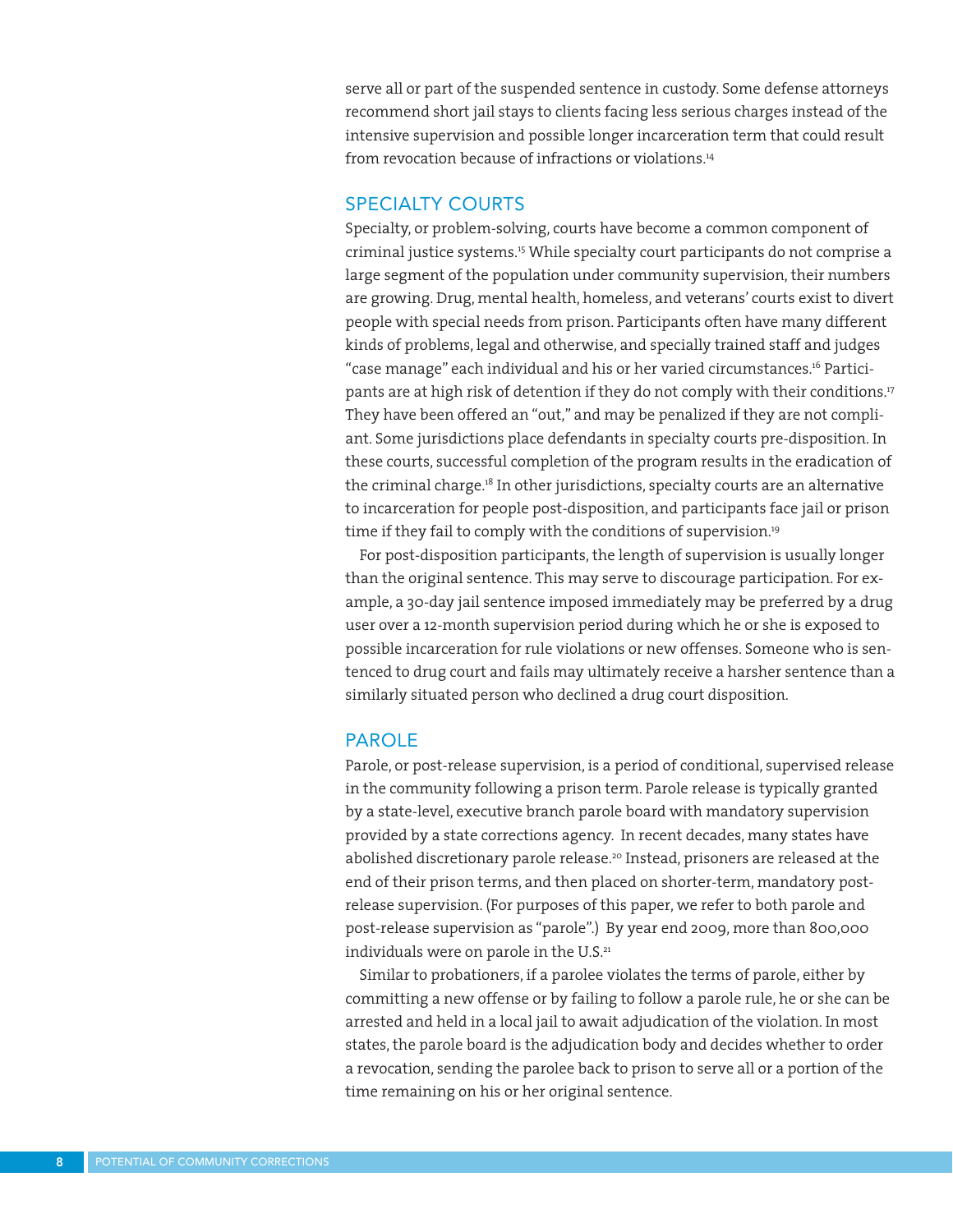serve all or part of the suspended sentence in custody. Some defense attorneys recommend short jail stays to clients facing less serious charges instead of the intensive supervision and possible longer incarceration term that could result from revocation because of infractions or violations.[14]

## SPECIALTY COURTS

Specialty, or problem-solving, courts have become a common component of criminal justice systems.[15] While specialty court participants do not comprise a large segment of the population under community supervision, their numbers are growing. Drug, mental health, homeless, and veterans' courts exist to divert people with special needs from prison. Participants often have many different kinds of problems, legal and otherwise, and specially trained staff and judges "case manage" each individual and his or her varied circumstances.[16] Participants are at high risk of detention if they do not comply with their conditions.[17] They have been offered an "out," and may be penalized if they are not compliant. Some jurisdictions place defendants in specialty courts pre-disposition. In these courts, successful completion of the program results in the eradication of the criminal charge.[18] In other jurisdictions, specialty courts are an alternative to incarceration for people post-disposition, and participants face jail or prison time if they fail to comply with the conditions of supervision.[19]

For post-disposition participants, the length of supervision is usually longer than the original sentence. This may serve to discourage participation. For example, a 30-day jail sentence imposed immediately may be preferred by a drug user over a 12-month supervision period during which he or she is exposed to possible incarceration for rule violations or new offenses. Someone who is sentenced to drug court and fails may ultimately receive a harsher sentence than a similarly situated person who declined a drug court disposition.

## PAROLE

Parole, or post-release supervision, is a period of conditional, supervised release in the community following a prison term. Parole release is typically granted by a state-level, executive branch parole board with mandatory supervision provided by a state corrections agency. In recent decades, many states have abolished discretionary parole release.[20] Instead, prisoners are released at the end of their prison terms, and then placed on shorter-term, mandatory post-release supervision. (For purposes of this paper, we refer to both parole and post-release supervision as "parole".) By year end 2009, more than 800,000 individuals were on parole in the U.S.[21]

Similar to probationers, if a parolee violates the terms of parole, either by committing a new offense or by failing to follow a parole rule, he or she can be arrested and held in a local jail to await adjudication of the violation. In most states, the parole board is the adjudication body and decides whether to order a revocation, sending the parolee back to prison to serve all or a portion of the time remaining on his or her original sentence.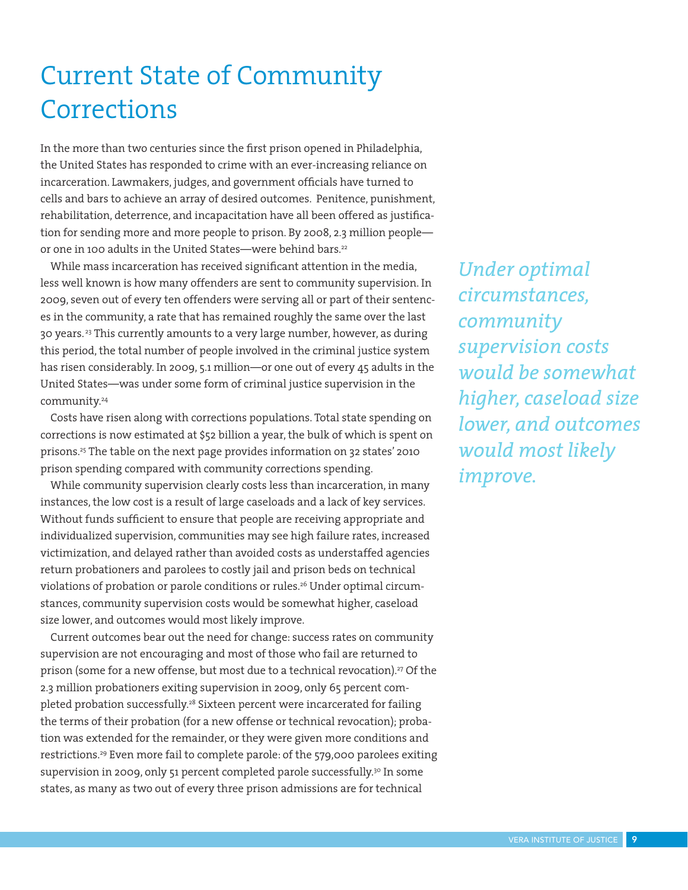# Current State of Community Corrections

In the more than two centuries since the first prison opened in Philadelphia, the United States has responded to crime with an ever-increasing reliance on incarceration. Lawmakers, judges, and government officials have turned to cells and bars to achieve an array of desired outcomes. Penitence, punishment, rehabilitation, deterrence, and incapacitation have all been offered as justification for sending more and more people to prison. By 2008, 2.3 million people—or one in 100 adults in the United States—were behind bars.[22]

While mass incarceration has received significant attention in the media, less well known is how many offenders are sent to community supervision. In 2009, seven out of every ten offenders were serving all or part of their sentences in the community, a rate that has remained roughly the same over the last 30 years.[23] This currently amounts to a very large number, however, as during this period, the total number of people involved in the criminal justice system has risen considerably. In 2009, 5.1 million—or one out of every 45 adults in the United States—was under some form of criminal justice supervision in the community.[24]

Costs have risen along with corrections populations. Total state spending on corrections is now estimated at $52 billion a year, the bulk of which is spent on prisons.[25] The table on the next page provides information on 32 states' 2010 prison spending compared with community corrections spending.

While community supervision clearly costs less than incarceration, in many instances, the low cost is a result of large caseloads and a lack of key services. Without funds sufficient to ensure that people are receiving appropriate and individualized supervision, communities may see high failure rates, increased victimization, and delayed rather than avoided costs as understaffed agencies return probationers and parolees to costly jail and prison beds on technical violations of probation or parole conditions or rules.[26] Under optimal circumstances, community supervision costs would be somewhat higher, caseload size lower, and outcomes would most likely improve.

*Under optimal circumstances, community supervision costs would be somewhat higher, caseload size lower, and outcomes would most likely improve.*

Current outcomes bear out the need for change: success rates on community supervision are not encouraging and most of those who fail are returned to prison (some for a new offense, but most due to a technical revocation).[27] Of the 2.3 million probationers exiting supervision in 2009, only 65 percent completed probation successfully.[28] Sixteen percent were incarcerated for failing the terms of their probation (for a new offense or technical revocation); probation was extended for the remainder, or they were given more conditions and restrictions.[29] Even more fail to complete parole: of the 579,000 parolees exiting supervision in 2009, only 51 percent completed parole successfully.[30] In some states, as many as two out of every three prison admissions are for technical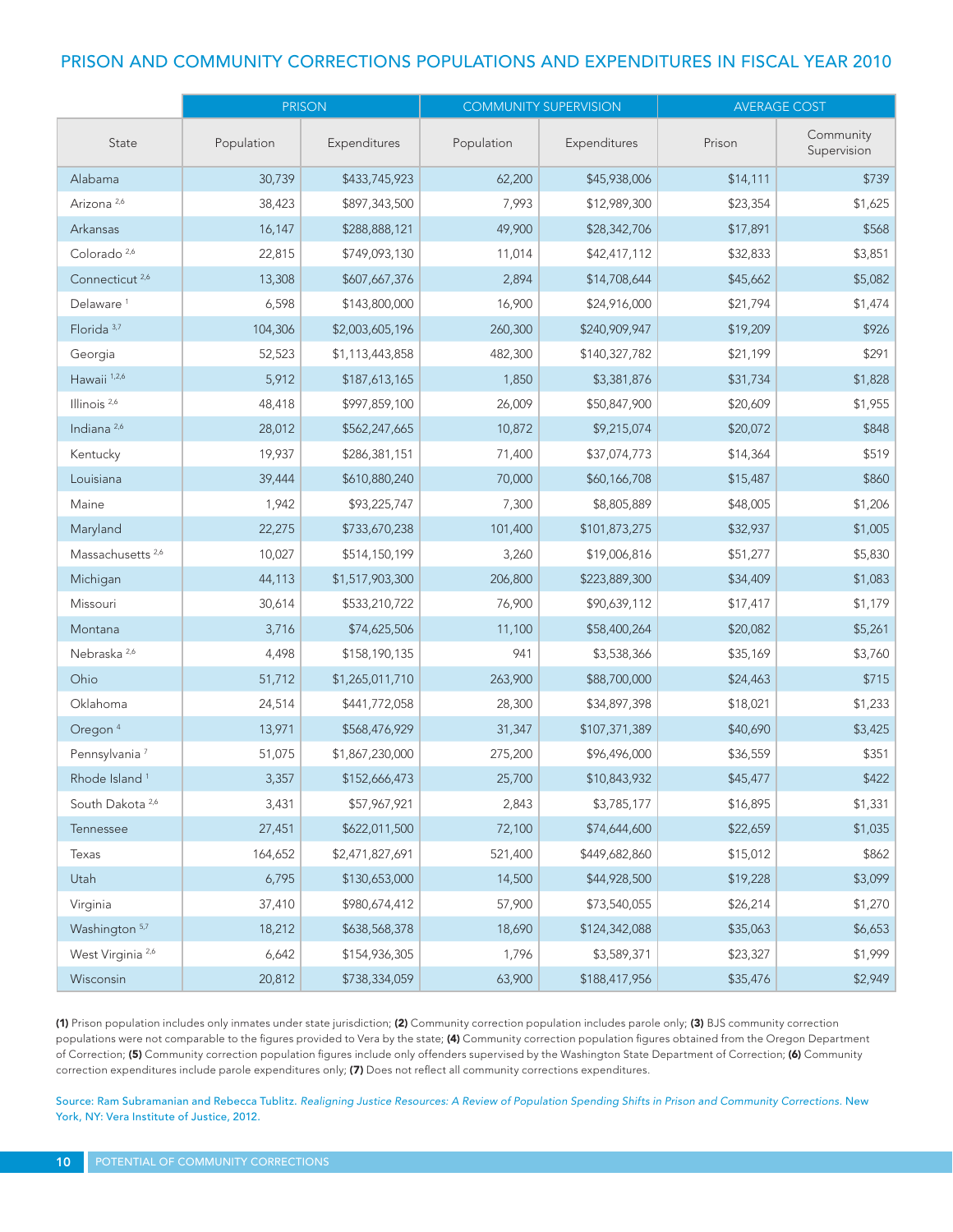## PRISON AND COMMUNITY CORRECTIONS POPULATIONS AND EXPENDITURES IN FISCAL YEAR 2010

| | PRISON | | COMMUNITY SUPERVISION | | AVERAGE COST | |
|---|---|---|---|---|---|---|
| State | Population | Expenditures | Population | Expenditures | Prison | Community Supervision |
| Alabama | 30,739 | $433,745,923 | 62,200 | $45,938,006 | $14,111 | $739 |
| Arizona [2,6] | 38,423 | $897,343,500 | 7,993 | $12,989,300 | $23,354 | $1,625 |
| Arkansas | 16,147 | $288,888,121 | 49,900 | $28,342,706 | $17,891 | $568 |
| Colorado [2,6] | 22,815 | $749,093,130 | 11,014 | $42,417,112 | $32,833 | $3,851 |
| Connecticut [2,6] | 13,308 | $607,667,376 | 2,894 | $14,708,644 | $45,662 | $5,082 |
| Delaware [1] | 6,598 | $143,800,000 | 16,900 | $24,916,000 | $21,794 | $1,474 |
| Florida [3,7] | 104,306 | $2,003,605,196 | 260,300 | $240,909,947 | $19,209 | $926 |
| Georgia | 52,523 | $1,113,443,858 | 482,300 | $140,327,782 | $21,199 | $291 |
| Hawaii [1,2,6] | 5,912 | $187,613,165 | 1,850 | $3,381,876 | $31,734 | $1,828 |
| Illinois [2,6] | 48,418 | $997,859,100 | 26,009 | $50,847,900 | $20,609 | $1,955 |
| Indiana [2,6] | 28,012 | $562,247,665 | 10,872 | $9,215,074 | $20,072 | $848 |
| Kentucky | 19,937 | $286,381,151 | 71,400 | $37,074,773 | $14,364 | $519 |
| Louisiana | 39,444 | $610,880,240 | 70,000 | $60,166,708 | $15,487 | $860 |
| Maine | 1,942 | $93,225,747 | 7,300 | $8,805,889 | $48,005 | $1,206 |
| Maryland | 22,275 | $733,670,238 | 101,400 | $101,873,275 | $32,937 | $1,005 |
| Massachusetts [2,6] | 10,027 | $514,150,199 | 3,260 | $19,006,816 | $51,277 | $5,830 |
| Michigan | 44,113 | $1,517,903,300 | 206,800 | $223,889,300 | $34,409 | $1,083 |
| Missouri | 30,614 | $533,210,722 | 76,900 | $90,639,112 | $17,417 | $1,179 |
| Montana | 3,716 | $74,625,506 | 11,100 | $58,400,264 | $20,082 | $5,261 |
| Nebraska [2,6] | 4,498 | $158,190,135 | 941 | $3,538,366 | $35,169 | $3,760 |
| Ohio | 51,712 | $1,265,011,710 | 263,900 | $88,700,000 | $24,463 | $715 |
| Oklahoma | 24,514 | $441,772,058 | 28,300 | $34,897,398 | $18,021 | $1,233 |
| Oregon [4] | 13,971 | $568,476,929 | 31,347 | $107,371,389 | $40,690 | $3,425 |
| Pennsylvania [7] | 51,075 | $1,867,230,000 | 275,200 | $96,496,000 | $36,559 | $351 |
| Rhode Island [1] | 3,357 | $152,666,473 | 25,700 | $10,843,932 | $45,477 | $422 |
| South Dakota [2,6] | 3,431 | $57,967,921 | 2,843 | $3,785,177 | $16,895 | $1,331 |
| Tennessee | 27,451 | $622,011,500 | 72,100 | $74,644,600 | $22,659 | $1,035 |
| Texas | 164,652 | $2,471,827,691 | 521,400 | $449,682,860 | $15,012 | $862 |
| Utah | 6,795 | $130,653,000 | 14,500 | $44,928,500 | $19,228 | $3,099 |
| Virginia | 37,410 | $980,674,412 | 57,900 | $73,540,055 | $26,214 | $1,270 |
| Washington [5,7] | 18,212 | $638,568,378 | 18,690 | $124,342,088 | $35,063 | $6,653 |
| West Virginia [2,6] | 6,642 | $154,936,305 | 1,796 | $3,589,371 | $23,327 | $1,999 |
| Wisconsin | 20,812 | $738,334,059 | 63,900 | $188,417,956 | $35,476 | $2,949 |

**(1)** Prison population includes only inmates under state jurisdiction; **(2)** Community correction population includes parole only; **(3)** BJS community correction populations were not comparable to the figures provided to Vera by the state; **(4)** Community correction population figures obtained from the Oregon Department of Correction; **(5)** Community correction population figures include only offenders supervised by the Washington State Department of Correction; **(6)** Community correction expenditures include parole expenditures only; **(7)** Does not reflect all community corrections expenditures.

Source: Ram Subramanian and Rebecca Tublitz. *Realigning Justice Resources: A Review of Population Spending Shifts in Prison and Community Corrections.* New York, NY: Vera Institute of Justice, 2012.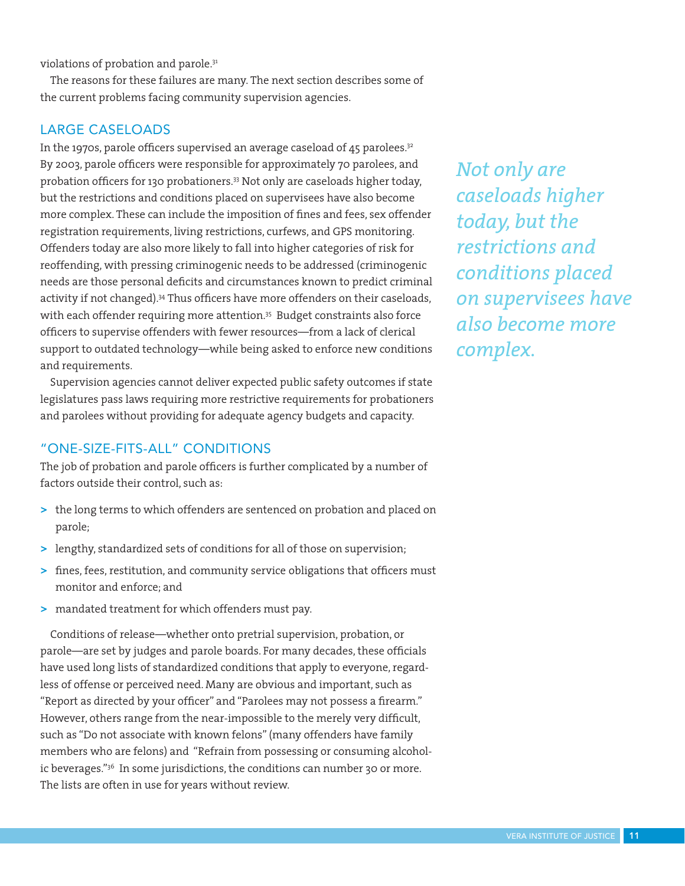violations of probation and parole.[31]

The reasons for these failures are many. The next section describes some of the current problems facing community supervision agencies.

## LARGE CASELOADS

In the 1970s, parole officers supervised an average caseload of 45 parolees.[32] By 2003, parole officers were responsible for approximately 70 parolees, and probation officers for 130 probationers.[33] Not only are caseloads higher today, but the restrictions and conditions placed on supervisees have also become more complex. These can include the imposition of fines and fees, sex offender registration requirements, living restrictions, curfews, and GPS monitoring. Offenders today are also more likely to fall into higher categories of risk for reoffending, with pressing criminogenic needs to be addressed (criminogenic needs are those personal deficits and circumstances known to predict criminal activity if not changed).[34] Thus officers have more offenders on their caseloads, with each offender requiring more attention.[35] Budget constraints also force officers to supervise offenders with fewer resources—from a lack of clerical support to outdated technology—while being asked to enforce new conditions and requirements.

*Not only are caseloads higher today, but the restrictions and conditions placed on supervisees have also become more complex.*

Supervision agencies cannot deliver expected public safety outcomes if state legislatures pass laws requiring more restrictive requirements for probationers and parolees without providing for adequate agency budgets and capacity.

## "ONE-SIZE-FITS-ALL" CONDITIONS

The job of probation and parole officers is further complicated by a number of factors outside their control, such as:

- the long terms to which offenders are sentenced on probation and placed on parole;
- lengthy, standardized sets of conditions for all of those on supervision;
- fines, fees, restitution, and community service obligations that officers must monitor and enforce; and
- mandated treatment for which offenders must pay.

Conditions of release—whether onto pretrial supervision, probation, or parole—are set by judges and parole boards. For many decades, these officials have used long lists of standardized conditions that apply to everyone, regardless of offense or perceived need. Many are obvious and important, such as "Report as directed by your officer" and "Parolees may not possess a firearm." However, others range from the near-impossible to the merely very difficult, such as "Do not associate with known felons" (many offenders have family members who are felons) and "Refrain from possessing or consuming alcoholic beverages."[36] In some jurisdictions, the conditions can number 30 or more. The lists are often in use for years without review.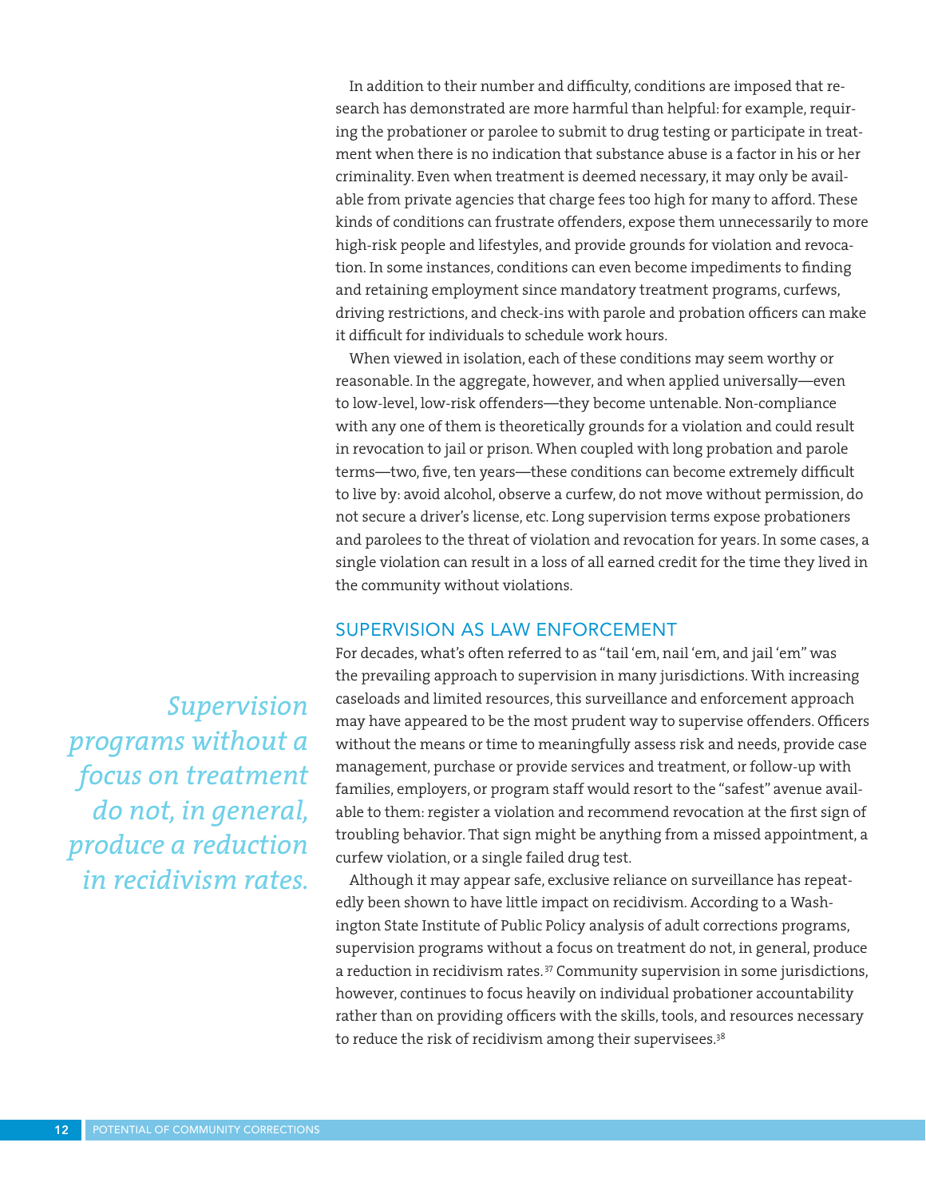In addition to their number and difficulty, conditions are imposed that research has demonstrated are more harmful than helpful: for example, requiring the probationer or parolee to submit to drug testing or participate in treatment when there is no indication that substance abuse is a factor in his or her criminality. Even when treatment is deemed necessary, it may only be available from private agencies that charge fees too high for many to afford. These kinds of conditions can frustrate offenders, expose them unnecessarily to more high-risk people and lifestyles, and provide grounds for violation and revocation. In some instances, conditions can even become impediments to finding and retaining employment since mandatory treatment programs, curfews, driving restrictions, and check-ins with parole and probation officers can make it difficult for individuals to schedule work hours.

When viewed in isolation, each of these conditions may seem worthy or reasonable. In the aggregate, however, and when applied universally—even to low-level, low-risk offenders—they become untenable. Non-compliance with any one of them is theoretically grounds for a violation and could result in revocation to jail or prison. When coupled with long probation and parole terms—two, five, ten years—these conditions can become extremely difficult to live by: avoid alcohol, observe a curfew, do not move without permission, do not secure a driver's license, etc. Long supervision terms expose probationers and parolees to the threat of violation and revocation for years. In some cases, a single violation can result in a loss of all earned credit for the time they lived in the community without violations.

## SUPERVISION AS LAW ENFORCEMENT

For decades, what's often referred to as "tail 'em, nail 'em, and jail 'em" was the prevailing approach to supervision in many jurisdictions. With increasing caseloads and limited resources, this surveillance and enforcement approach may have appeared to be the most prudent way to supervise offenders. Officers without the means or time to meaningfully assess risk and needs, provide case management, purchase or provide services and treatment, or follow-up with families, employers, or program staff would resort to the "safest" avenue available to them: register a violation and recommend revocation at the first sign of troubling behavior. That sign might be anything from a missed appointment, a curfew violation, or a single failed drug test.

*Supervision programs without a focus on treatment do not, in general, produce a reduction in recidivism rates.*

Although it may appear safe, exclusive reliance on surveillance has repeatedly been shown to have little impact on recidivism. According to a Washington State Institute of Public Policy analysis of adult corrections programs, supervision programs without a focus on treatment do not, in general, produce a reduction in recidivism rates.[37] Community supervision in some jurisdictions, however, continues to focus heavily on individual probationer accountability rather than on providing officers with the skills, tools, and resources necessary to reduce the risk of recidivism among their supervisees.[38]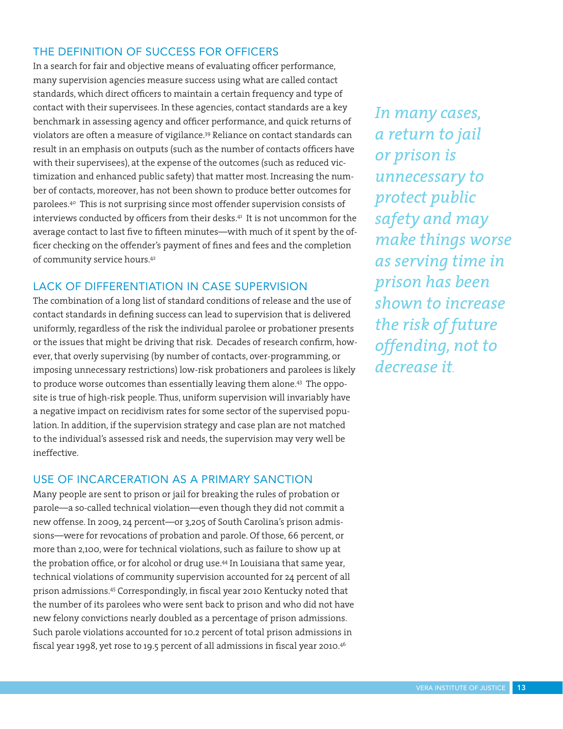## THE DEFINITION OF SUCCESS FOR OFFICERS

In a search for fair and objective means of evaluating officer performance, many supervision agencies measure success using what are called contact standards, which direct officers to maintain a certain frequency and type of contact with their supervisees. In these agencies, contact standards are a key benchmark in assessing agency and officer performance, and quick returns of violators are often a measure of vigilance.[39] Reliance on contact standards can result in an emphasis on outputs (such as the number of contacts officers have with their supervisees), at the expense of the outcomes (such as reduced victimization and enhanced public safety) that matter most. Increasing the number of contacts, moreover, has not been shown to produce better outcomes for parolees.[40] This is not surprising since most offender supervision consists of interviews conducted by officers from their desks.[41] It is not uncommon for the average contact to last five to fifteen minutes—with much of it spent by the officer checking on the offender's payment of fines and fees and the completion of community service hours.[42]

## LACK OF DIFFERENTIATION IN CASE SUPERVISION

The combination of a long list of standard conditions of release and the use of contact standards in defining success can lead to supervision that is delivered uniformly, regardless of the risk the individual parolee or probationer presents or the issues that might be driving that risk. Decades of research confirm, however, that overly supervising (by number of contacts, over-programming, or imposing unnecessary restrictions) low-risk probationers and parolees is likely to produce worse outcomes than essentially leaving them alone.[43] The opposite is true of high-risk people. Thus, uniform supervision will invariably have a negative impact on recidivism rates for some sector of the supervised population. In addition, if the supervision strategy and case plan are not matched to the individual's assessed risk and needs, the supervision may very well be ineffective.

## USE OF INCARCERATION AS A PRIMARY SANCTION

Many people are sent to prison or jail for breaking the rules of probation or parole—a so-called technical violation—even though they did not commit a new offense. In 2009, 24 percent—or 3,205 of South Carolina's prison admissions—were for revocations of probation and parole. Of those, 66 percent, or more than 2,100, were for technical violations, such as failure to show up at the probation office, or for alcohol or drug use.[44] In Louisiana that same year, technical violations of community supervision accounted for 24 percent of all prison admissions.[45] Correspondingly, in fiscal year 2010 Kentucky noted that the number of its parolees who were sent back to prison and who did not have new felony convictions nearly doubled as a percentage of prison admissions. Such parole violations accounted for 10.2 percent of total prison admissions in fiscal year 1998, yet rose to 19.5 percent of all admissions in fiscal year 2010.[46]

*In many cases, a return to jail or prison is unnecessary to protect public safety and may make things worse as serving time in prison has been shown to increase the risk of future offending, not to decrease it.*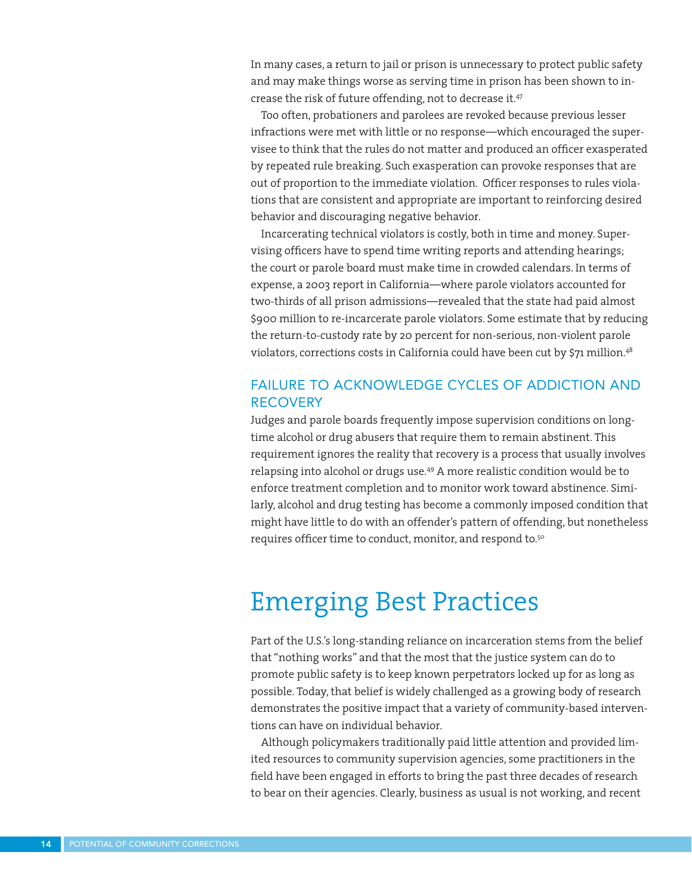In many cases, a return to jail or prison is unnecessary to protect public safety and may make things worse as serving time in prison has been shown to increase the risk of future offending, not to decrease it.[47]

Too often, probationers and parolees are revoked because previous lesser infractions were met with little or no response—which encouraged the supervisee to think that the rules do not matter and produced an officer exasperated by repeated rule breaking. Such exasperation can provoke responses that are out of proportion to the immediate violation. Officer responses to rules violations that are consistent and appropriate are important to reinforcing desired behavior and discouraging negative behavior.

Incarcerating technical violators is costly, both in time and money. Supervising officers have to spend time writing reports and attending hearings; the court or parole board must make time in crowded calendars. In terms of expense, a 2003 report in California—where parole violators accounted for two-thirds of all prison admissions—revealed that the state had paid almost $900 million to re-incarcerate parole violators. Some estimate that by reducing the return-to-custody rate by 20 percent for non-serious, non-violent parole violators, corrections costs in California could have been cut by $71 million.[48]

### FAILURE TO ACKNOWLEDGE CYCLES OF ADDICTION AND RECOVERY

Judges and parole boards frequently impose supervision conditions on long-time alcohol or drug abusers that require them to remain abstinent. This requirement ignores the reality that recovery is a process that usually involves relapsing into alcohol or drugs use.[49] A more realistic condition would be to enforce treatment completion and to monitor work toward abstinence. Similarly, alcohol and drug testing has become a commonly imposed condition that might have little to do with an offender's pattern of offending, but nonetheless requires officer time to conduct, monitor, and respond to.[50]

## Emerging Best Practices

Part of the U.S.'s long-standing reliance on incarceration stems from the belief that "nothing works" and that the most that the justice system can do to promote public safety is to keep known perpetrators locked up for as long as possible. Today, that belief is widely challenged as a growing body of research demonstrates the positive impact that a variety of community-based interventions can have on individual behavior.

Although policymakers traditionally paid little attention and provided limited resources to community supervision agencies, some practitioners in the field have been engaged in efforts to bring the past three decades of research to bear on their agencies. Clearly, business as usual is not working, and recent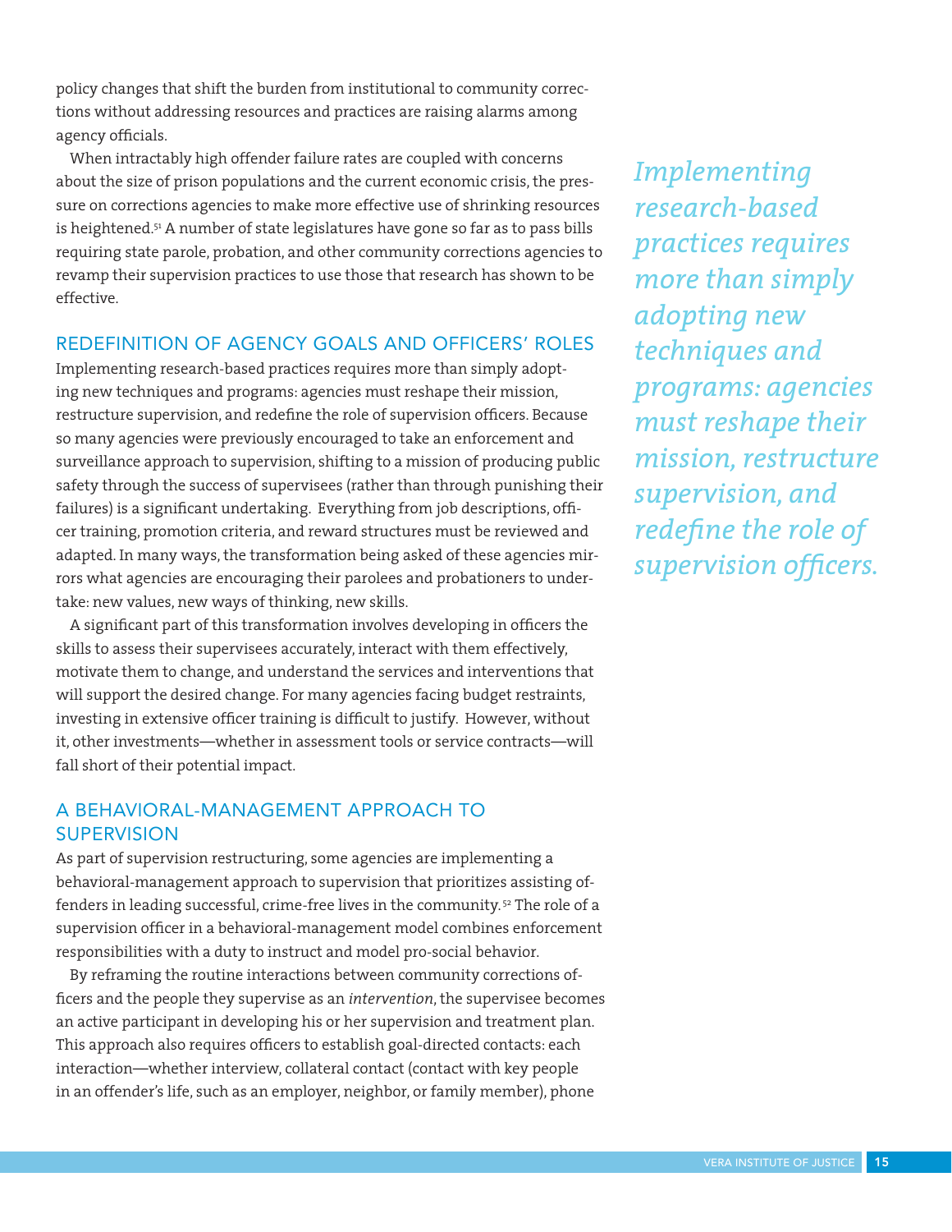policy changes that shift the burden from institutional to community corrections without addressing resources and practices are raising alarms among agency officials.

When intractably high offender failure rates are coupled with concerns about the size of prison populations and the current economic crisis, the pressure on corrections agencies to make more effective use of shrinking resources is heightened.[51] A number of state legislatures have gone so far as to pass bills requiring state parole, probation, and other community corrections agencies to revamp their supervision practices to use those that research has shown to be effective.

## REDEFINITION OF AGENCY GOALS AND OFFICERS' ROLES

Implementing research-based practices requires more than simply adopting new techniques and programs: agencies must reshape their mission, restructure supervision, and redefine the role of supervision officers. Because so many agencies were previously encouraged to take an enforcement and surveillance approach to supervision, shifting to a mission of producing public safety through the success of supervisees (rather than through punishing their failures) is a significant undertaking. Everything from job descriptions, officer training, promotion criteria, and reward structures must be reviewed and adapted. In many ways, the transformation being asked of these agencies mirrors what agencies are encouraging their parolees and probationers to undertake: new values, new ways of thinking, new skills.

*Implementing research-based practices requires more than simply adopting new techniques and programs: agencies must reshape their mission, restructure supervision, and redefine the role of supervision officers.*

A significant part of this transformation involves developing in officers the skills to assess their supervisees accurately, interact with them effectively, motivate them to change, and understand the services and interventions that will support the desired change. For many agencies facing budget restraints, investing in extensive officer training is difficult to justify. However, without it, other investments—whether in assessment tools or service contracts—will fall short of their potential impact.

## A BEHAVIORAL-MANAGEMENT APPROACH TO SUPERVISION

As part of supervision restructuring, some agencies are implementing a behavioral-management approach to supervision that prioritizes assisting offenders in leading successful, crime-free lives in the community.[52] The role of a supervision officer in a behavioral-management model combines enforcement responsibilities with a duty to instruct and model pro-social behavior.

By reframing the routine interactions between community corrections officers and the people they supervise as an *intervention*, the supervisee becomes an active participant in developing his or her supervision and treatment plan. This approach also requires officers to establish goal-directed contacts: each interaction—whether interview, collateral contact (contact with key people in an offender's life, such as an employer, neighbor, or family member), phone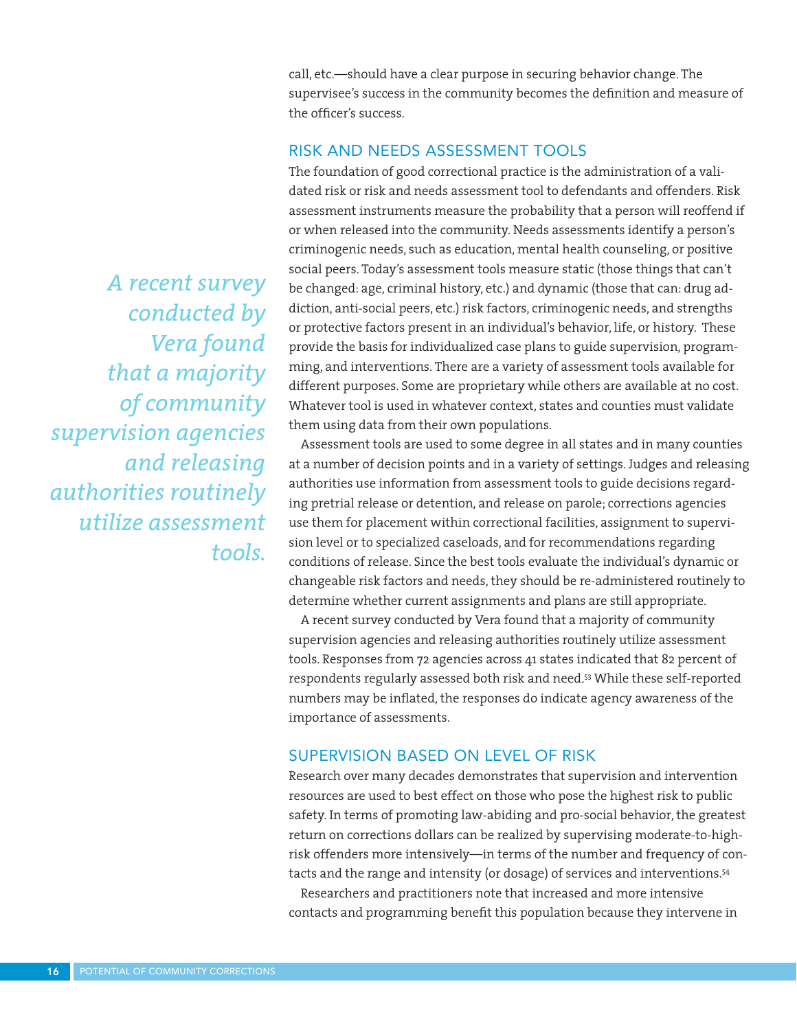call, etc.—should have a clear purpose in securing behavior change. The supervisee's success in the community becomes the definition and measure of the officer's success.

## RISK AND NEEDS ASSESSMENT TOOLS

The foundation of good correctional practice is the administration of a validated risk or risk and needs assessment tool to defendants and offenders. Risk assessment instruments measure the probability that a person will reoffend if or when released into the community. Needs assessments identify a person's criminogenic needs, such as education, mental health counseling, or positive social peers. Today's assessment tools measure static (those things that can't be changed: age, criminal history, etc.) and dynamic (those that can: drug addiction, anti-social peers, etc.) risk factors, criminogenic needs, and strengths or protective factors present in an individual's behavior, life, or history. These provide the basis for individualized case plans to guide supervision, programming, and interventions. There are a variety of assessment tools available for different purposes. Some are proprietary while others are available at no cost. Whatever tool is used in whatever context, states and counties must validate them using data from their own populations.

Assessment tools are used to some degree in all states and in many counties at a number of decision points and in a variety of settings. Judges and releasing authorities use information from assessment tools to guide decisions regarding pretrial release or detention, and release on parole; corrections agencies use them for placement within correctional facilities, assignment to supervision level or to specialized caseloads, and for recommendations regarding conditions of release. Since the best tools evaluate the individual's dynamic or changeable risk factors and needs, they should be re-administered routinely to determine whether current assignments and plans are still appropriate.

*A recent survey conducted by Vera found that a majority of community supervision agencies and releasing authorities routinely utilize assessment tools.*

A recent survey conducted by Vera found that a majority of community supervision agencies and releasing authorities routinely utilize assessment tools. Responses from 72 agencies across 41 states indicated that 82 percent of respondents regularly assessed both risk and need.[53] While these self-reported numbers may be inflated, the responses do indicate agency awareness of the importance of assessments.

## SUPERVISION BASED ON LEVEL OF RISK

Research over many decades demonstrates that supervision and intervention resources are used to best effect on those who pose the highest risk to public safety. In terms of promoting law-abiding and pro-social behavior, the greatest return on corrections dollars can be realized by supervising moderate-to-high-risk offenders more intensively—in terms of the number and frequency of contacts and the range and intensity (or dosage) of services and interventions.[54]

Researchers and practitioners note that increased and more intensive contacts and programming benefit this population because they intervene in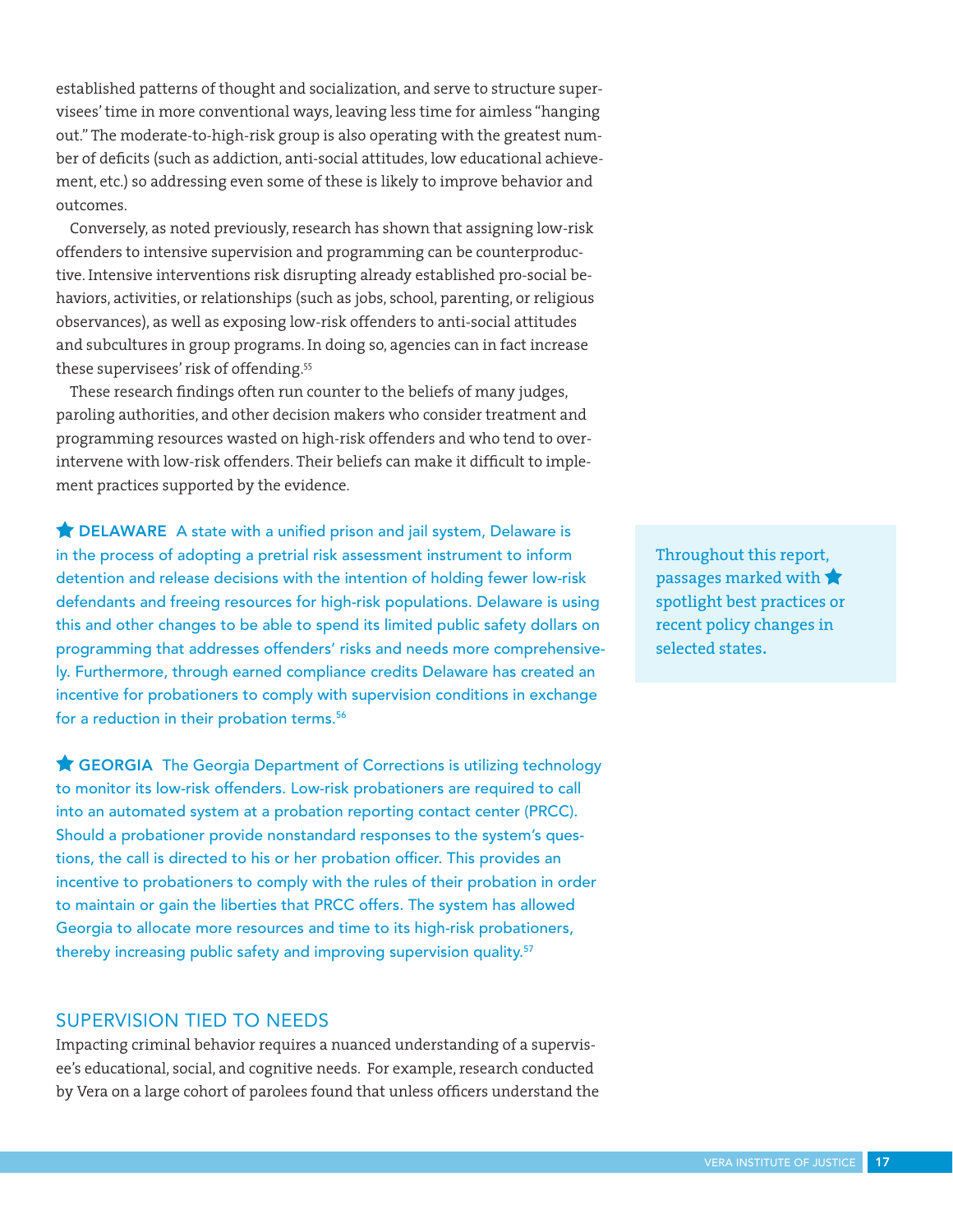established patterns of thought and socialization, and serve to structure supervisees' time in more conventional ways, leaving less time for aimless "hanging out." The moderate-to-high-risk group is also operating with the greatest number of deficits (such as addiction, anti-social attitudes, low educational achievement, etc.) so addressing even some of these is likely to improve behavior and outcomes.

Conversely, as noted previously, research has shown that assigning low-risk offenders to intensive supervision and programming can be counterproductive. Intensive interventions risk disrupting already established pro-social behaviors, activities, or relationships (such as jobs, school, parenting, or religious observances), as well as exposing low-risk offenders to anti-social attitudes and subcultures in group programs. In doing so, agencies can in fact increase these supervisees' risk of offending.[55]

These research findings often run counter to the beliefs of many judges, paroling authorities, and other decision makers who consider treatment and programming resources wasted on high-risk offenders and who tend to over-intervene with low-risk offenders. Their beliefs can make it difficult to implement practices supported by the evidence.

★ **DELAWARE** A state with a unified prison and jail system, Delaware is in the process of adopting a pretrial risk assessment instrument to inform detention and release decisions with the intention of holding fewer low-risk defendants and freeing resources for high-risk populations. Delaware is using this and other changes to be able to spend its limited public safety dollars on programming that addresses offenders' risks and needs more comprehensively. Furthermore, through earned compliance credits Delaware has created an incentive for probationers to comply with supervision conditions in exchange for a reduction in their probation terms.[56]

★ **GEORGIA** The Georgia Department of Corrections is utilizing technology to monitor its low-risk offenders. Low-risk probationers are required to call into an automated system at a probation reporting contact center (PRCC). Should a probationer provide nonstandard responses to the system's questions, the call is directed to his or her probation officer. This provides an incentive to probationers to comply with the rules of their probation in order to maintain or gain the liberties that PRCC offers. The system has allowed Georgia to allocate more resources and time to its high-risk probationers, thereby increasing public safety and improving supervision quality.[57]

Throughout this report, passages marked with ★ spotlight best practices or recent policy changes in selected states.

## SUPERVISION TIED TO NEEDS

Impacting criminal behavior requires a nuanced understanding of a supervisee's educational, social, and cognitive needs. For example, research conducted by Vera on a large cohort of parolees found that unless officers understand the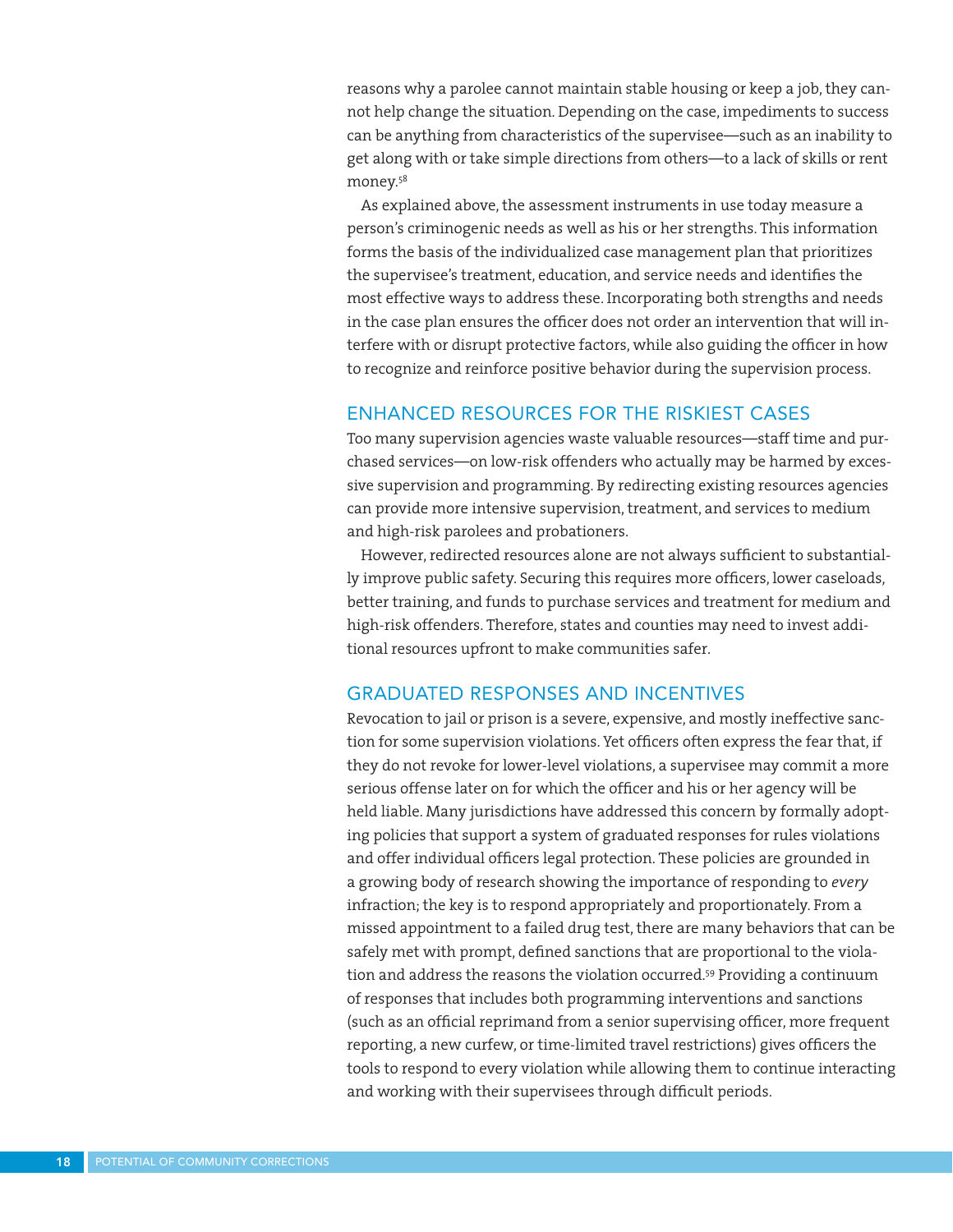reasons why a parolee cannot maintain stable housing or keep a job, they cannot help change the situation. Depending on the case, impediments to success can be anything from characteristics of the supervisee—such as an inability to get along with or take simple directions from others—to a lack of skills or rent money.[58]

As explained above, the assessment instruments in use today measure a person's criminogenic needs as well as his or her strengths. This information forms the basis of the individualized case management plan that prioritizes the supervisee's treatment, education, and service needs and identifies the most effective ways to address these. Incorporating both strengths and needs in the case plan ensures the officer does not order an intervention that will interfere with or disrupt protective factors, while also guiding the officer in how to recognize and reinforce positive behavior during the supervision process.

## ENHANCED RESOURCES FOR THE RISKIEST CASES

Too many supervision agencies waste valuable resources—staff time and purchased services—on low-risk offenders who actually may be harmed by excessive supervision and programming. By redirecting existing resources agencies can provide more intensive supervision, treatment, and services to medium and high-risk parolees and probationers.

However, redirected resources alone are not always sufficient to substantially improve public safety. Securing this requires more officers, lower caseloads, better training, and funds to purchase services and treatment for medium and high-risk offenders. Therefore, states and counties may need to invest additional resources upfront to make communities safer.

## GRADUATED RESPONSES AND INCENTIVES

Revocation to jail or prison is a severe, expensive, and mostly ineffective sanction for some supervision violations. Yet officers often express the fear that, if they do not revoke for lower-level violations, a supervisee may commit a more serious offense later on for which the officer and his or her agency will be held liable. Many jurisdictions have addressed this concern by formally adopting policies that support a system of graduated responses for rules violations and offer individual officers legal protection. These policies are grounded in a growing body of research showing the importance of responding to *every* infraction; the key is to respond appropriately and proportionately. From a missed appointment to a failed drug test, there are many behaviors that can be safely met with prompt, defined sanctions that are proportional to the violation and address the reasons the violation occurred.[59] Providing a continuum of responses that includes both programming interventions and sanctions (such as an official reprimand from a senior supervising officer, more frequent reporting, a new curfew, or time-limited travel restrictions) gives officers the tools to respond to every violation while allowing them to continue interacting and working with their supervisees through difficult periods.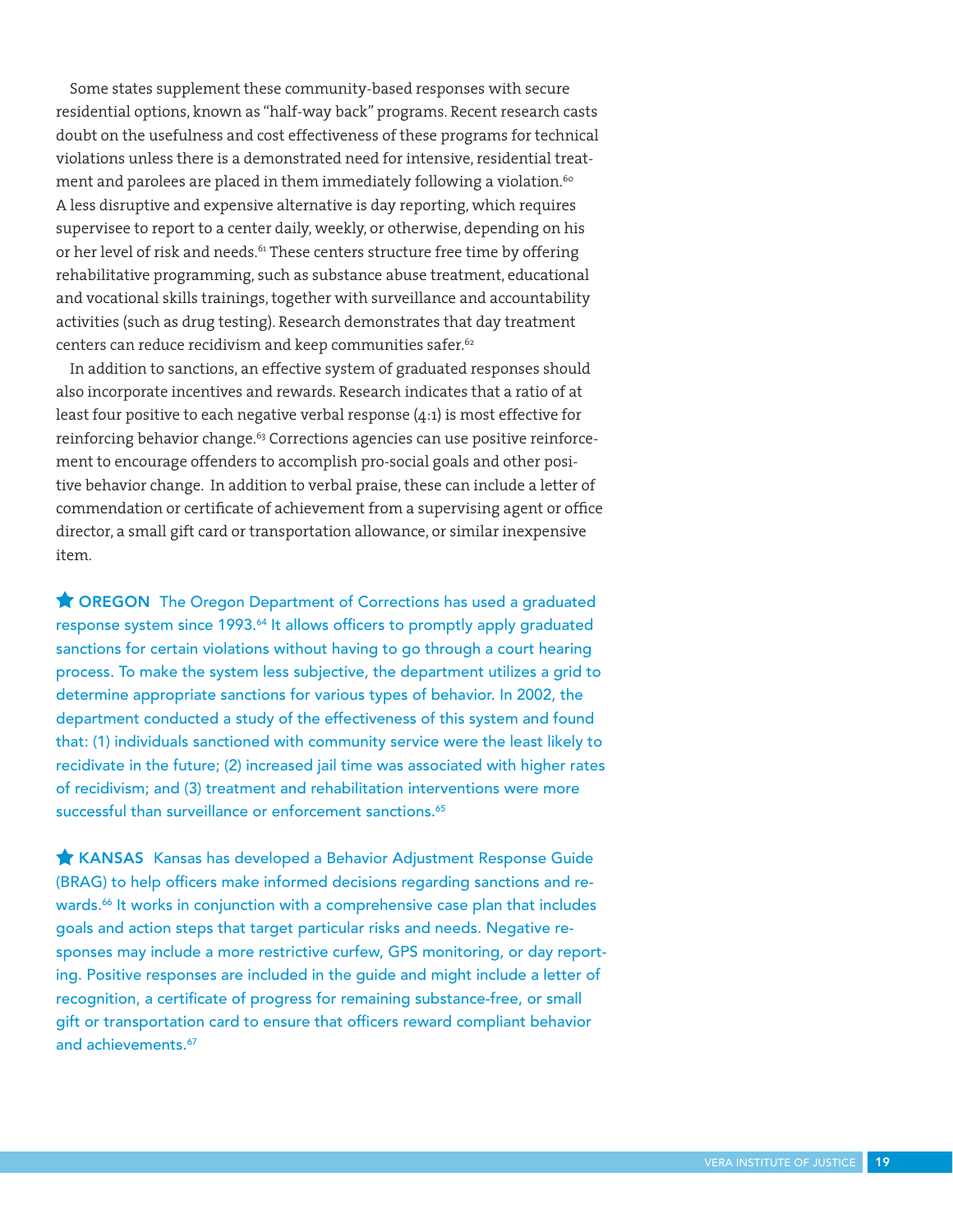Some states supplement these community-based responses with secure residential options, known as "half-way back" programs. Recent research casts doubt on the usefulness and cost effectiveness of these programs for technical violations unless there is a demonstrated need for intensive, residential treatment and parolees are placed in them immediately following a violation.[60] A less disruptive and expensive alternative is day reporting, which requires supervisee to report to a center daily, weekly, or otherwise, depending on his or her level of risk and needs.[61] These centers structure free time by offering rehabilitative programming, such as substance abuse treatment, educational and vocational skills trainings, together with surveillance and accountability activities (such as drug testing). Research demonstrates that day treatment centers can reduce recidivism and keep communities safer.[62]

In addition to sanctions, an effective system of graduated responses should also incorporate incentives and rewards. Research indicates that a ratio of at least four positive to each negative verbal response (4:1) is most effective for reinforcing behavior change.[63] Corrections agencies can use positive reinforcement to encourage offenders to accomplish pro-social goals and other positive behavior change. In addition to verbal praise, these can include a letter of commendation or certificate of achievement from a supervising agent or office director, a small gift card or transportation allowance, or similar inexpensive item.

★ **OREGON** The Oregon Department of Corrections has used a graduated response system since 1993.[64] It allows officers to promptly apply graduated sanctions for certain violations without having to go through a court hearing process. To make the system less subjective, the department utilizes a grid to determine appropriate sanctions for various types of behavior. In 2002, the department conducted a study of the effectiveness of this system and found that: (1) individuals sanctioned with community service were the least likely to recidivate in the future; (2) increased jail time was associated with higher rates of recidivism; and (3) treatment and rehabilitation interventions were more successful than surveillance or enforcement sanctions.[65]

★ **KANSAS** Kansas has developed a Behavior Adjustment Response Guide (BRAG) to help officers make informed decisions regarding sanctions and rewards.[66] It works in conjunction with a comprehensive case plan that includes goals and action steps that target particular risks and needs. Negative responses may include a more restrictive curfew, GPS monitoring, or day reporting. Positive responses are included in the guide and might include a letter of recognition, a certificate of progress for remaining substance-free, or small gift or transportation card to ensure that officers reward compliant behavior and achievements.[67]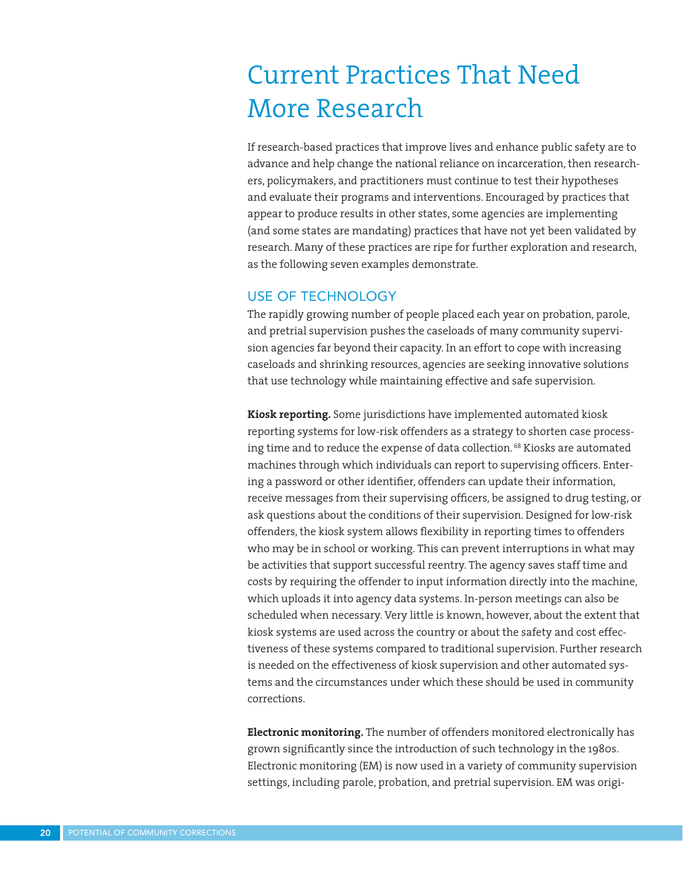# Current Practices That Need More Research

If research-based practices that improve lives and enhance public safety are to advance and help change the national reliance on incarceration, then researchers, policymakers, and practitioners must continue to test their hypotheses and evaluate their programs and interventions. Encouraged by practices that appear to produce results in other states, some agencies are implementing (and some states are mandating) practices that have not yet been validated by research. Many of these practices are ripe for further exploration and research, as the following seven examples demonstrate.

## USE OF TECHNOLOGY

The rapidly growing number of people placed each year on probation, parole, and pretrial supervision pushes the caseloads of many community supervision agencies far beyond their capacity. In an effort to cope with increasing caseloads and shrinking resources, agencies are seeking innovative solutions that use technology while maintaining effective and safe supervision.

**Kiosk reporting.** Some jurisdictions have implemented automated kiosk reporting systems for low-risk offenders as a strategy to shorten case processing time and to reduce the expense of data collection.[68] Kiosks are automated machines through which individuals can report to supervising officers. Entering a password or other identifier, offenders can update their information, receive messages from their supervising officers, be assigned to drug testing, or ask questions about the conditions of their supervision. Designed for low-risk offenders, the kiosk system allows flexibility in reporting times to offenders who may be in school or working. This can prevent interruptions in what may be activities that support successful reentry. The agency saves staff time and costs by requiring the offender to input information directly into the machine, which uploads it into agency data systems. In-person meetings can also be scheduled when necessary. Very little is known, however, about the extent that kiosk systems are used across the country or about the safety and cost effectiveness of these systems compared to traditional supervision. Further research is needed on the effectiveness of kiosk supervision and other automated systems and the circumstances under which these should be used in community corrections.

**Electronic monitoring.** The number of offenders monitored electronically has grown significantly since the introduction of such technology in the 1980s. Electronic monitoring (EM) is now used in a variety of community supervision settings, including parole, probation, and pretrial supervision. EM was origi-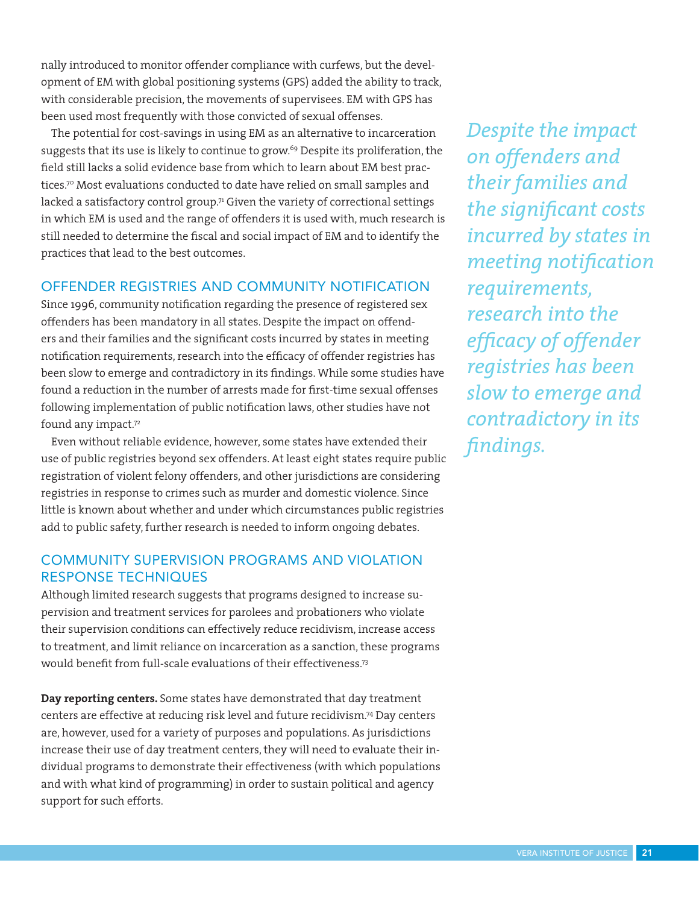nally introduced to monitor offender compliance with curfews, but the development of EM with global positioning systems (GPS) added the ability to track, with considerable precision, the movements of supervisees. EM with GPS has been used most frequently with those convicted of sexual offenses.

The potential for cost-savings in using EM as an alternative to incarceration suggests that its use is likely to continue to grow.[69] Despite its proliferation, the field still lacks a solid evidence base from which to learn about EM best practices.[70] Most evaluations conducted to date have relied on small samples and lacked a satisfactory control group.[71] Given the variety of correctional settings in which EM is used and the range of offenders it is used with, much research is still needed to determine the fiscal and social impact of EM and to identify the practices that lead to the best outcomes.

## OFFENDER REGISTRIES AND COMMUNITY NOTIFICATION

Since 1996, community notification regarding the presence of registered sex offenders has been mandatory in all states. Despite the impact on offenders and their families and the significant costs incurred by states in meeting notification requirements, research into the efficacy of offender registries has been slow to emerge and contradictory in its findings. While some studies have found a reduction in the number of arrests made for first-time sexual offenses following implementation of public notification laws, other studies have not found any impact.[72]

Even without reliable evidence, however, some states have extended their use of public registries beyond sex offenders. At least eight states require public registration of violent felony offenders, and other jurisdictions are considering registries in response to crimes such as murder and domestic violence. Since little is known about whether and under which circumstances public registries add to public safety, further research is needed to inform ongoing debates.

*Despite the impact on offenders and their families and the significant costs incurred by states in meeting notification requirements, research into the efficacy of offender registries has been slow to emerge and contradictory in its findings.*

## COMMUNITY SUPERVISION PROGRAMS AND VIOLATION RESPONSE TECHNIQUES

Although limited research suggests that programs designed to increase supervision and treatment services for parolees and probationers who violate their supervision conditions can effectively reduce recidivism, increase access to treatment, and limit reliance on incarceration as a sanction, these programs would benefit from full-scale evaluations of their effectiveness.[73]

**Day reporting centers.** Some states have demonstrated that day treatment centers are effective at reducing risk level and future recidivism.[74] Day centers are, however, used for a variety of purposes and populations. As jurisdictions increase their use of day treatment centers, they will need to evaluate their individual programs to demonstrate their effectiveness (with which populations and with what kind of programming) in order to sustain political and agency support for such efforts.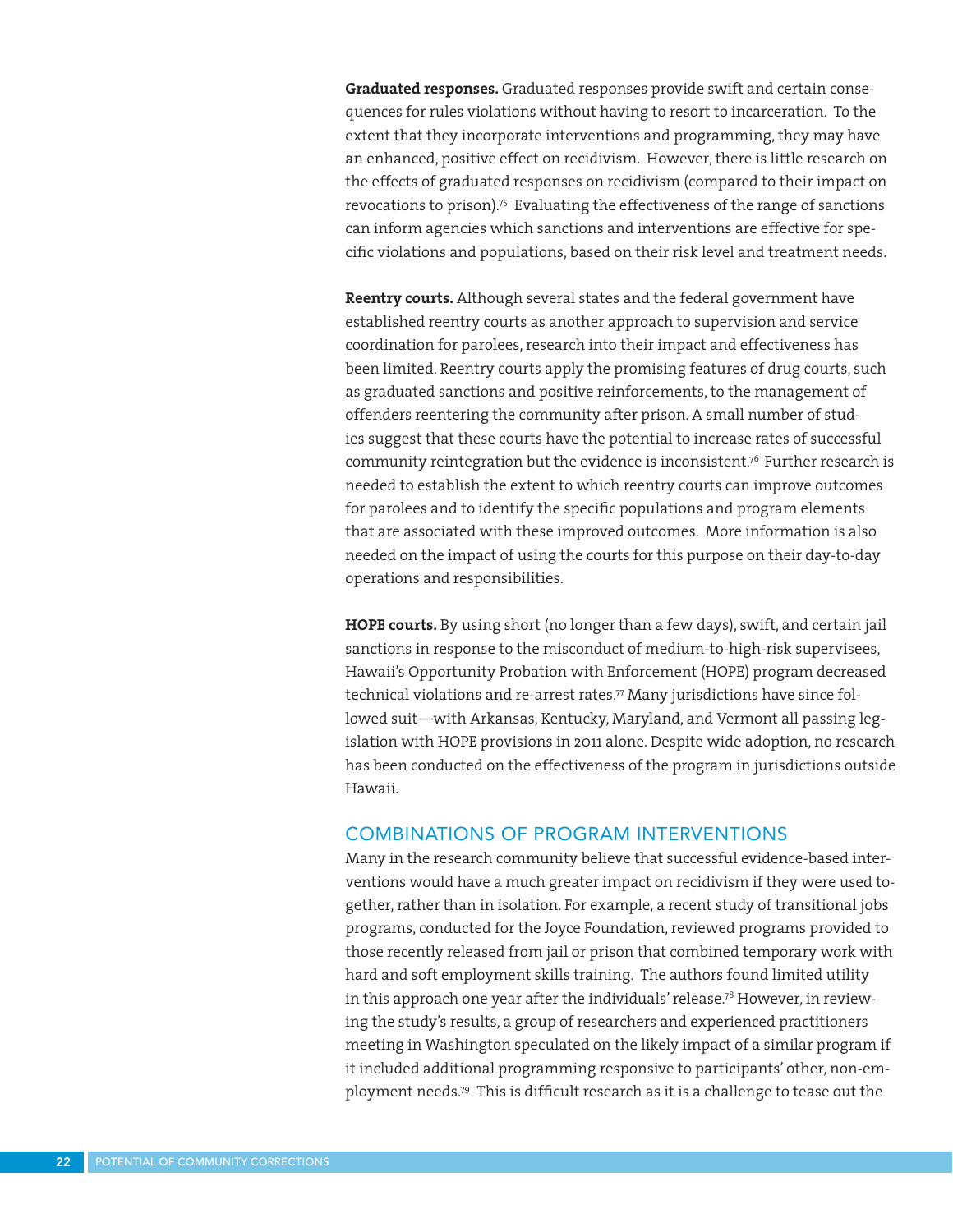**Graduated responses.** Graduated responses provide swift and certain consequences for rules violations without having to resort to incarceration. To the extent that they incorporate interventions and programming, they may have an enhanced, positive effect on recidivism. However, there is little research on the effects of graduated responses on recidivism (compared to their impact on revocations to prison).[75] Evaluating the effectiveness of the range of sanctions can inform agencies which sanctions and interventions are effective for specific violations and populations, based on their risk level and treatment needs.

**Reentry courts.** Although several states and the federal government have established reentry courts as another approach to supervision and service coordination for parolees, research into their impact and effectiveness has been limited. Reentry courts apply the promising features of drug courts, such as graduated sanctions and positive reinforcements, to the management of offenders reentering the community after prison. A small number of studies suggest that these courts have the potential to increase rates of successful community reintegration but the evidence is inconsistent.[76] Further research is needed to establish the extent to which reentry courts can improve outcomes for parolees and to identify the specific populations and program elements that are associated with these improved outcomes. More information is also needed on the impact of using the courts for this purpose on their day-to-day operations and responsibilities.

**HOPE courts.** By using short (no longer than a few days), swift, and certain jail sanctions in response to the misconduct of medium-to-high-risk supervisees, Hawaii's Opportunity Probation with Enforcement (HOPE) program decreased technical violations and re-arrest rates.[77] Many jurisdictions have since followed suit—with Arkansas, Kentucky, Maryland, and Vermont all passing legislation with HOPE provisions in 2011 alone. Despite wide adoption, no research has been conducted on the effectiveness of the program in jurisdictions outside Hawaii.

## COMBINATIONS OF PROGRAM INTERVENTIONS

Many in the research community believe that successful evidence-based interventions would have a much greater impact on recidivism if they were used together, rather than in isolation. For example, a recent study of transitional jobs programs, conducted for the Joyce Foundation, reviewed programs provided to those recently released from jail or prison that combined temporary work with hard and soft employment skills training. The authors found limited utility in this approach one year after the individuals' release.[78] However, in reviewing the study's results, a group of researchers and experienced practitioners meeting in Washington speculated on the likely impact of a similar program if it included additional programming responsive to participants' other, non-employment needs.[79] This is difficult research as it is a challenge to tease out the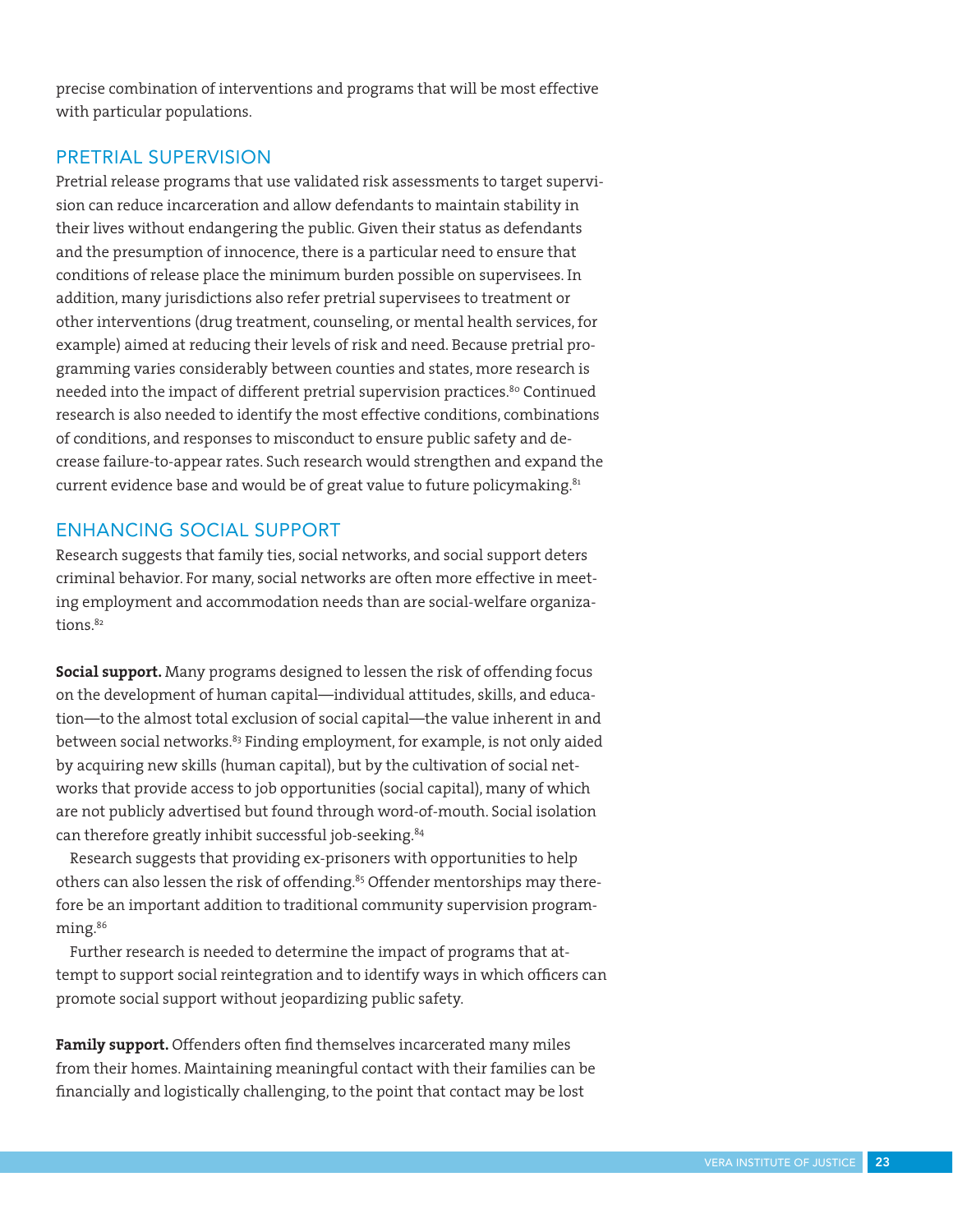precise combination of interventions and programs that will be most effective with particular populations.

## PRETRIAL SUPERVISION

Pretrial release programs that use validated risk assessments to target supervision can reduce incarceration and allow defendants to maintain stability in their lives without endangering the public. Given their status as defendants and the presumption of innocence, there is a particular need to ensure that conditions of release place the minimum burden possible on supervisees. In addition, many jurisdictions also refer pretrial supervisees to treatment or other interventions (drug treatment, counseling, or mental health services, for example) aimed at reducing their levels of risk and need. Because pretrial programming varies considerably between counties and states, more research is needed into the impact of different pretrial supervision practices.[80] Continued research is also needed to identify the most effective conditions, combinations of conditions, and responses to misconduct to ensure public safety and decrease failure-to-appear rates. Such research would strengthen and expand the current evidence base and would be of great value to future policymaking.[81]

## ENHANCING SOCIAL SUPPORT

Research suggests that family ties, social networks, and social support deters criminal behavior. For many, social networks are often more effective in meeting employment and accommodation needs than are social-welfare organizations.[82]

**Social support.** Many programs designed to lessen the risk of offending focus on the development of human capital—individual attitudes, skills, and education—to the almost total exclusion of social capital—the value inherent in and between social networks.[83] Finding employment, for example, is not only aided by acquiring new skills (human capital), but by the cultivation of social networks that provide access to job opportunities (social capital), many of which are not publicly advertised but found through word-of-mouth. Social isolation can therefore greatly inhibit successful job-seeking.[84]

Research suggests that providing ex-prisoners with opportunities to help others can also lessen the risk of offending.[85] Offender mentorships may therefore be an important addition to traditional community supervision programming.[86]

Further research is needed to determine the impact of programs that attempt to support social reintegration and to identify ways in which officers can promote social support without jeopardizing public safety.

**Family support.** Offenders often find themselves incarcerated many miles from their homes. Maintaining meaningful contact with their families can be financially and logistically challenging, to the point that contact may be lost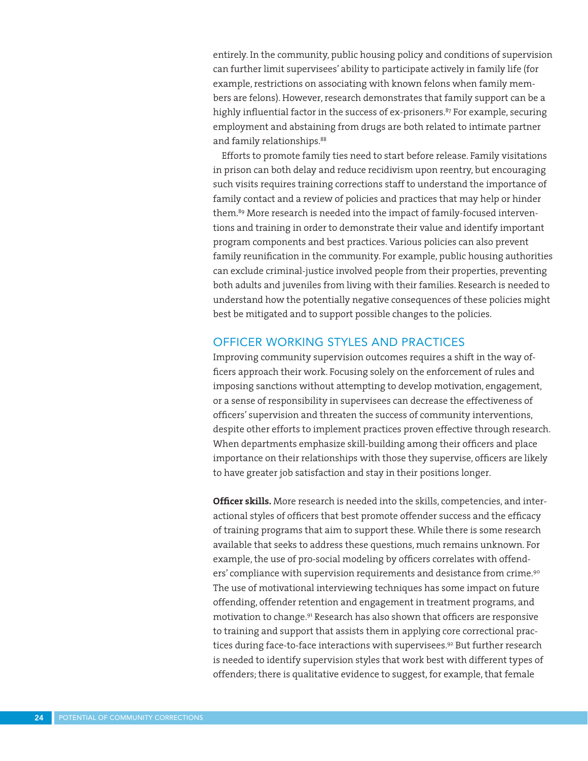entirely. In the community, public housing policy and conditions of supervision can further limit supervisees' ability to participate actively in family life (for example, restrictions on associating with known felons when family members are felons). However, research demonstrates that family support can be a highly influential factor in the success of ex-prisoners.[87] For example, securing employment and abstaining from drugs are both related to intimate partner and family relationships.[88]

Efforts to promote family ties need to start before release. Family visitations in prison can both delay and reduce recidivism upon reentry, but encouraging such visits requires training corrections staff to understand the importance of family contact and a review of policies and practices that may help or hinder them.[89] More research is needed into the impact of family-focused interventions and training in order to demonstrate their value and identify important program components and best practices. Various policies can also prevent family reunification in the community. For example, public housing authorities can exclude criminal-justice involved people from their properties, preventing both adults and juveniles from living with their families. Research is needed to understand how the potentially negative consequences of these policies might best be mitigated and to support possible changes to the policies.

## OFFICER WORKING STYLES AND PRACTICES

Improving community supervision outcomes requires a shift in the way officers approach their work. Focusing solely on the enforcement of rules and imposing sanctions without attempting to develop motivation, engagement, or a sense of responsibility in supervisees can decrease the effectiveness of officers' supervision and threaten the success of community interventions, despite other efforts to implement practices proven effective through research. When departments emphasize skill-building among their officers and place importance on their relationships with those they supervise, officers are likely to have greater job satisfaction and stay in their positions longer.

**Officer skills.** More research is needed into the skills, competencies, and interactional styles of officers that best promote offender success and the efficacy of training programs that aim to support these. While there is some research available that seeks to address these questions, much remains unknown. For example, the use of pro-social modeling by officers correlates with offenders' compliance with supervision requirements and desistance from crime.[90] The use of motivational interviewing techniques has some impact on future offending, offender retention and engagement in treatment programs, and motivation to change.[91] Research has also shown that officers are responsive to training and support that assists them in applying core correctional practices during face-to-face interactions with supervisees.[92] But further research is needed to identify supervision styles that work best with different types of offenders; there is qualitative evidence to suggest, for example, that female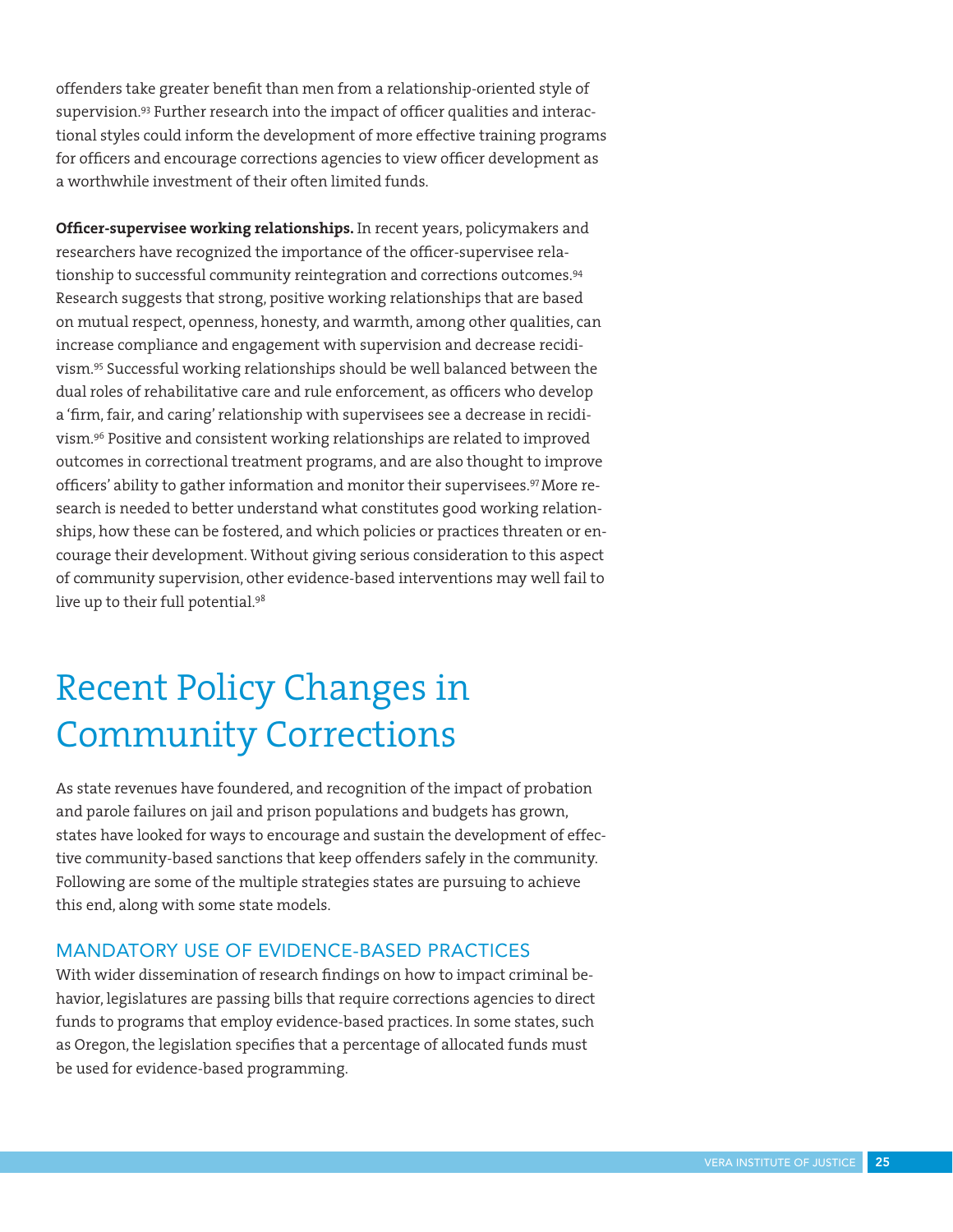offenders take greater benefit than men from a relationship-oriented style of supervision.[93] Further research into the impact of officer qualities and interactional styles could inform the development of more effective training programs for officers and encourage corrections agencies to view officer development as a worthwhile investment of their often limited funds.

**Officer-supervisee working relationships.** In recent years, policymakers and researchers have recognized the importance of the officer-supervisee relationship to successful community reintegration and corrections outcomes.[94] Research suggests that strong, positive working relationships that are based on mutual respect, openness, honesty, and warmth, among other qualities, can increase compliance and engagement with supervision and decrease recidivism.[95] Successful working relationships should be well balanced between the dual roles of rehabilitative care and rule enforcement, as officers who develop a 'firm, fair, and caring' relationship with supervisees see a decrease in recidivism.[96] Positive and consistent working relationships are related to improved outcomes in correctional treatment programs, and are also thought to improve officers' ability to gather information and monitor their supervisees.[97] More research is needed to better understand what constitutes good working relationships, how these can be fostered, and which policies or practices threaten or encourage their development. Without giving serious consideration to this aspect of community supervision, other evidence-based interventions may well fail to live up to their full potential.[98]

# Recent Policy Changes in Community Corrections

As state revenues have foundered, and recognition of the impact of probation and parole failures on jail and prison populations and budgets has grown, states have looked for ways to encourage and sustain the development of effective community-based sanctions that keep offenders safely in the community. Following are some of the multiple strategies states are pursuing to achieve this end, along with some state models.

## MANDATORY USE OF EVIDENCE-BASED PRACTICES

With wider dissemination of research findings on how to impact criminal behavior, legislatures are passing bills that require corrections agencies to direct funds to programs that employ evidence-based practices. In some states, such as Oregon, the legislation specifies that a percentage of allocated funds must be used for evidence-based programming.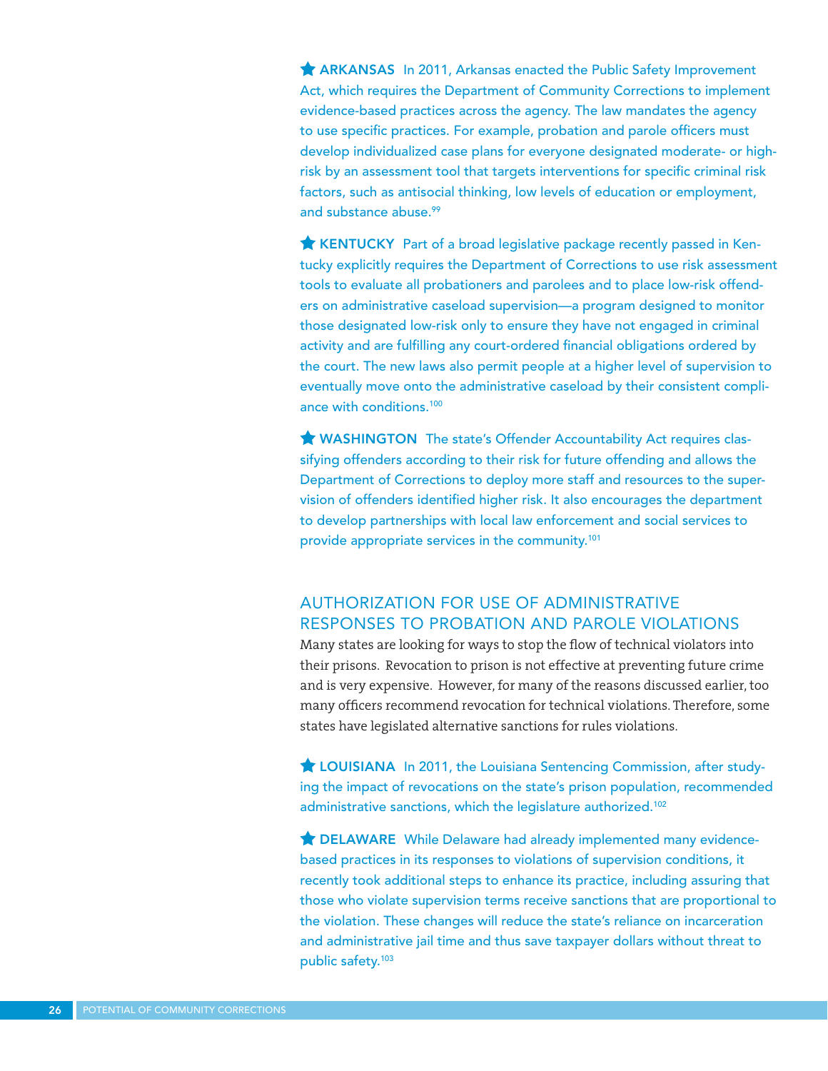★ **ARKANSAS** In 2011, Arkansas enacted the Public Safety Improvement Act, which requires the Department of Community Corrections to implement evidence-based practices across the agency. The law mandates the agency to use specific practices. For example, probation and parole officers must develop individualized case plans for everyone designated moderate- or high-risk by an assessment tool that targets interventions for specific criminal risk factors, such as antisocial thinking, low levels of education or employment, and substance abuse.[99]

★ **KENTUCKY** Part of a broad legislative package recently passed in Kentucky explicitly requires the Department of Corrections to use risk assessment tools to evaluate all probationers and parolees and to place low-risk offenders on administrative caseload supervision—a program designed to monitor those designated low-risk only to ensure they have not engaged in criminal activity and are fulfilling any court-ordered financial obligations ordered by the court. The new laws also permit people at a higher level of supervision to eventually move onto the administrative caseload by their consistent compliance with conditions.[100]

★ **WASHINGTON** The state's Offender Accountability Act requires classifying offenders according to their risk for future offending and allows the Department of Corrections to deploy more staff and resources to the supervision of offenders identified higher risk. It also encourages the department to develop partnerships with local law enforcement and social services to provide appropriate services in the community.[101]

## AUTHORIZATION FOR USE OF ADMINISTRATIVE RESPONSES TO PROBATION AND PAROLE VIOLATIONS

Many states are looking for ways to stop the flow of technical violators into their prisons. Revocation to prison is not effective at preventing future crime and is very expensive. However, for many of the reasons discussed earlier, too many officers recommend revocation for technical violations. Therefore, some states have legislated alternative sanctions for rules violations.

★ **LOUISIANA** In 2011, the Louisiana Sentencing Commission, after studying the impact of revocations on the state's prison population, recommended administrative sanctions, which the legislature authorized.[102]

★ **DELAWARE** While Delaware had already implemented many evidence-based practices in its responses to violations of supervision conditions, it recently took additional steps to enhance its practice, including assuring that those who violate supervision terms receive sanctions that are proportional to the violation. These changes will reduce the state's reliance on incarceration and administrative jail time and thus save taxpayer dollars without threat to public safety.[103]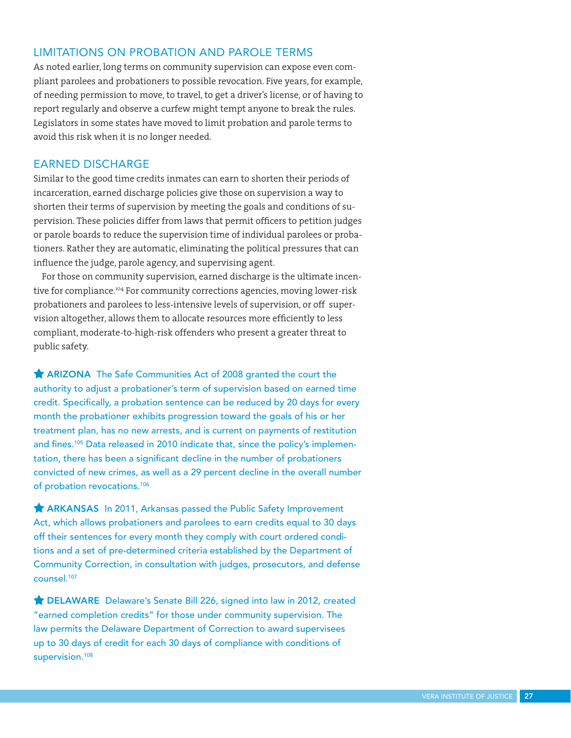## LIMITATIONS ON PROBATION AND PAROLE TERMS

As noted earlier, long terms on community supervision can expose even compliant parolees and probationers to possible revocation. Five years, for example, of needing permission to move, to travel, to get a driver's license, or of having to report regularly and observe a curfew might tempt anyone to break the rules. Legislators in some states have moved to limit probation and parole terms to avoid this risk when it is no longer needed.

## EARNED DISCHARGE

Similar to the good time credits inmates can earn to shorten their periods of incarceration, earned discharge policies give those on supervision a way to shorten their terms of supervision by meeting the goals and conditions of supervision. These policies differ from laws that permit officers to petition judges or parole boards to reduce the supervision time of individual parolees or probationers. Rather they are automatic, eliminating the political pressures that can influence the judge, parole agency, and supervising agent.

For those on community supervision, earned discharge is the ultimate incentive for compliance.[104] For community corrections agencies, moving lower-risk probationers and parolees to less-intensive levels of supervision, or off supervision altogether, allows them to allocate resources more efficiently to less compliant, moderate-to-high-risk offenders who present a greater threat to public safety.

★ **ARIZONA** The Safe Communities Act of 2008 granted the court the authority to adjust a probationer's term of supervision based on earned time credit. Specifically, a probation sentence can be reduced by 20 days for every month the probationer exhibits progression toward the goals of his or her treatment plan, has no new arrests, and is current on payments of restitution and fines.[105] Data released in 2010 indicate that, since the policy's implementation, there has been a significant decline in the number of probationers convicted of new crimes, as well as a 29 percent decline in the overall number of probation revocations.[106]

★ **ARKANSAS** In 2011, Arkansas passed the Public Safety Improvement Act, which allows probationers and parolees to earn credits equal to 30 days off their sentences for every month they comply with court ordered conditions and a set of pre-determined criteria established by the Department of Community Correction, in consultation with judges, prosecutors, and defense counsel.[107]

★ **DELAWARE** Delaware's Senate Bill 226, signed into law in 2012, created "earned completion credits" for those under community supervision. The law permits the Delaware Department of Correction to award supervisees up to 30 days of credit for each 30 days of compliance with conditions of supervision.[108]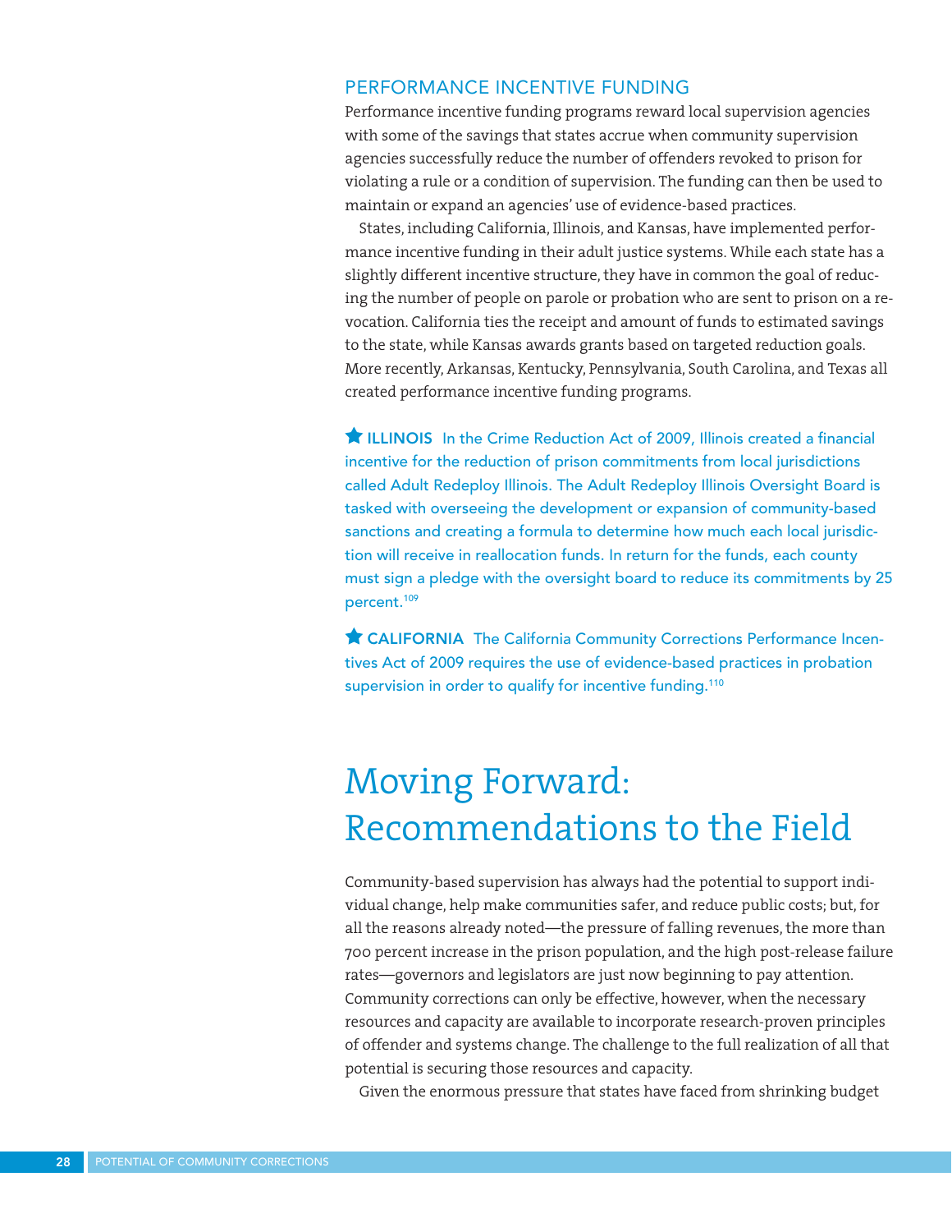### PERFORMANCE INCENTIVE FUNDING

Performance incentive funding programs reward local supervision agencies with some of the savings that states accrue when community supervision agencies successfully reduce the number of offenders revoked to prison for violating a rule or a condition of supervision. The funding can then be used to maintain or expand an agencies' use of evidence-based practices.

States, including California, Illinois, and Kansas, have implemented performance incentive funding in their adult justice systems. While each state has a slightly different incentive structure, they have in common the goal of reducing the number of people on parole or probation who are sent to prison on a revocation. California ties the receipt and amount of funds to estimated savings to the state, while Kansas awards grants based on targeted reduction goals. More recently, Arkansas, Kentucky, Pennsylvania, South Carolina, and Texas all created performance incentive funding programs.

★ **ILLINOIS** In the Crime Reduction Act of 2009, Illinois created a financial incentive for the reduction of prison commitments from local jurisdictions called Adult Redeploy Illinois. The Adult Redeploy Illinois Oversight Board is tasked with overseeing the development or expansion of community-based sanctions and creating a formula to determine how much each local jurisdiction will receive in reallocation funds. In return for the funds, each county must sign a pledge with the oversight board to reduce its commitments by 25 percent.[109]

★ **CALIFORNIA** The California Community Corrections Performance Incentives Act of 2009 requires the use of evidence-based practices in probation supervision in order to qualify for incentive funding.[110]

# Moving Forward: Recommendations to the Field

Community-based supervision has always had the potential to support individual change, help make communities safer, and reduce public costs; but, for all the reasons already noted—the pressure of falling revenues, the more than 700 percent increase in the prison population, and the high post-release failure rates—governors and legislators are just now beginning to pay attention. Community corrections can only be effective, however, when the necessary resources and capacity are available to incorporate research-proven principles of offender and systems change. The challenge to the full realization of all that potential is securing those resources and capacity.

Given the enormous pressure that states have faced from shrinking budget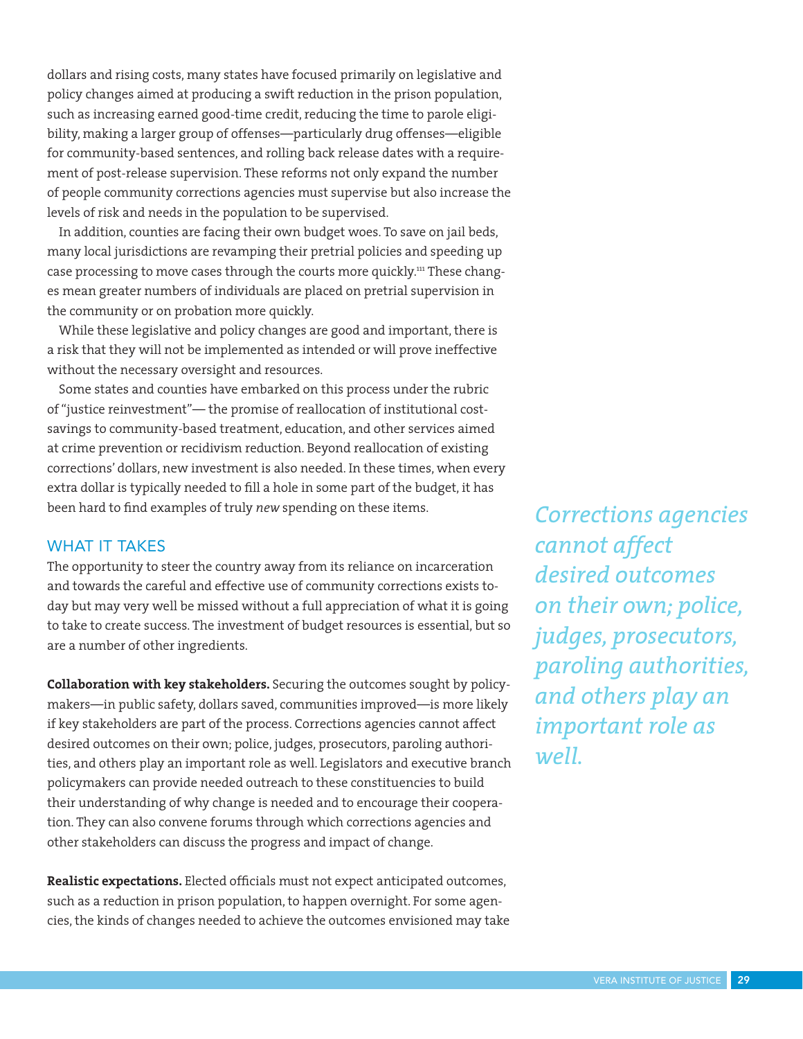dollars and rising costs, many states have focused primarily on legislative and policy changes aimed at producing a swift reduction in the prison population, such as increasing earned good-time credit, reducing the time to parole eligibility, making a larger group of offenses—particularly drug offenses—eligible for community-based sentences, and rolling back release dates with a requirement of post-release supervision. These reforms not only expand the number of people community corrections agencies must supervise but also increase the levels of risk and needs in the population to be supervised.

In addition, counties are facing their own budget woes. To save on jail beds, many local jurisdictions are revamping their pretrial policies and speeding up case processing to move cases through the courts more quickly.[111] These changes mean greater numbers of individuals are placed on pretrial supervision in the community or on probation more quickly.

While these legislative and policy changes are good and important, there is a risk that they will not be implemented as intended or will prove ineffective without the necessary oversight and resources.

Some states and counties have embarked on this process under the rubric of "justice reinvestment"— the promise of reallocation of institutional cost-savings to community-based treatment, education, and other services aimed at crime prevention or recidivism reduction. Beyond reallocation of existing corrections' dollars, new investment is also needed. In these times, when every extra dollar is typically needed to fill a hole in some part of the budget, it has been hard to find examples of truly *new* spending on these items.

## WHAT IT TAKES

The opportunity to steer the country away from its reliance on incarceration and towards the careful and effective use of community corrections exists today but may very well be missed without a full appreciation of what it is going to take to create success. The investment of budget resources is essential, but so are a number of other ingredients.

**Collaboration with key stakeholders.** Securing the outcomes sought by policymakers—in public safety, dollars saved, communities improved—is more likely if key stakeholders are part of the process. Corrections agencies cannot affect desired outcomes on their own; police, judges, prosecutors, paroling authorities, and others play an important role as well. Legislators and executive branch policymakers can provide needed outreach to these constituencies to build their understanding of why change is needed and to encourage their cooperation. They can also convene forums through which corrections agencies and other stakeholders can discuss the progress and impact of change.

*Corrections agencies cannot affect desired outcomes on their own; police, judges, prosecutors, paroling authorities, and others play an important role as well.*

**Realistic expectations.** Elected officials must not expect anticipated outcomes, such as a reduction in prison population, to happen overnight. For some agencies, the kinds of changes needed to achieve the outcomes envisioned may take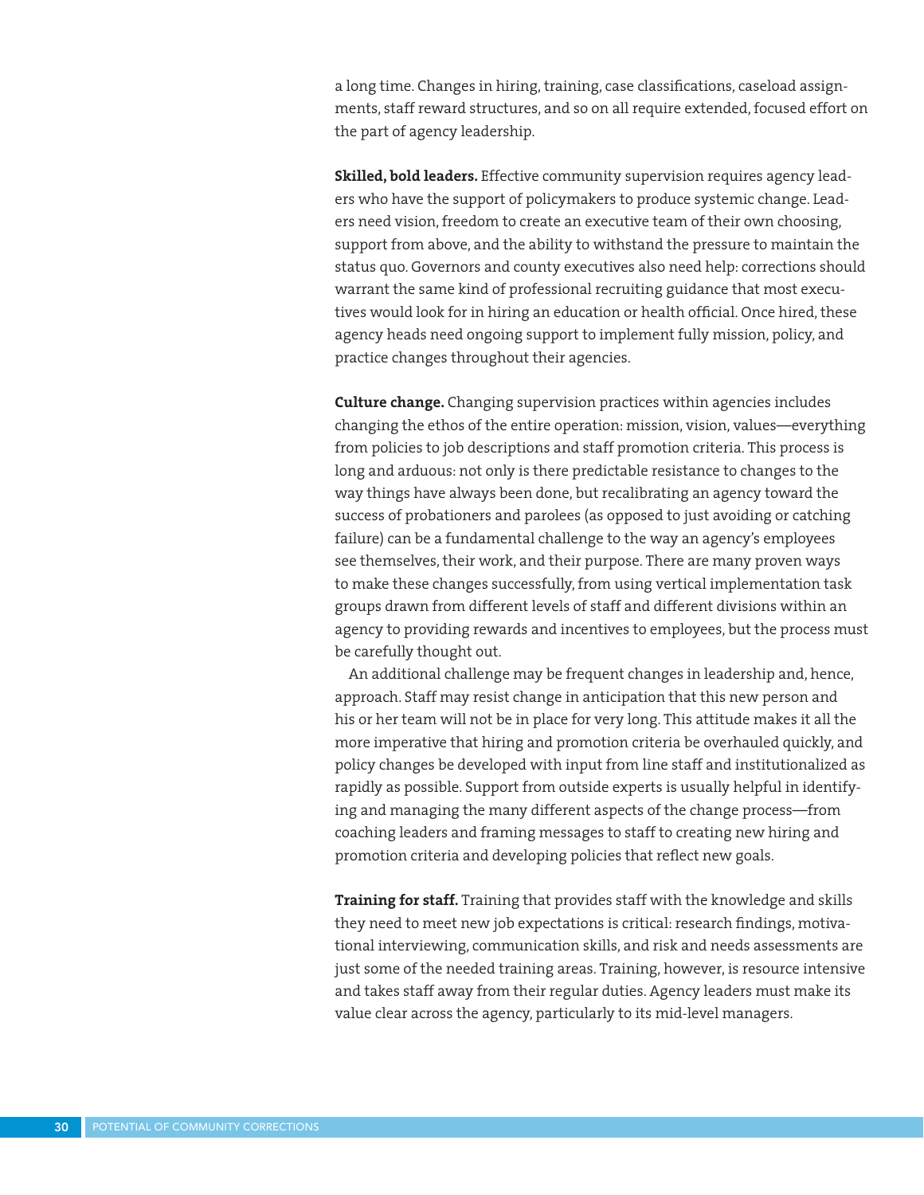a long time. Changes in hiring, training, case classifications, caseload assignments, staff reward structures, and so on all require extended, focused effort on the part of agency leadership.

**Skilled, bold leaders.** Effective community supervision requires agency leaders who have the support of policymakers to produce systemic change. Leaders need vision, freedom to create an executive team of their own choosing, support from above, and the ability to withstand the pressure to maintain the status quo. Governors and county executives also need help: corrections should warrant the same kind of professional recruiting guidance that most executives would look for in hiring an education or health official. Once hired, these agency heads need ongoing support to implement fully mission, policy, and practice changes throughout their agencies.

**Culture change.** Changing supervision practices within agencies includes changing the ethos of the entire operation: mission, vision, values—everything from policies to job descriptions and staff promotion criteria. This process is long and arduous: not only is there predictable resistance to changes to the way things have always been done, but recalibrating an agency toward the success of probationers and parolees (as opposed to just avoiding or catching failure) can be a fundamental challenge to the way an agency's employees see themselves, their work, and their purpose. There are many proven ways to make these changes successfully, from using vertical implementation task groups drawn from different levels of staff and different divisions within an agency to providing rewards and incentives to employees, but the process must be carefully thought out.

An additional challenge may be frequent changes in leadership and, hence, approach. Staff may resist change in anticipation that this new person and his or her team will not be in place for very long. This attitude makes it all the more imperative that hiring and promotion criteria be overhauled quickly, and policy changes be developed with input from line staff and institutionalized as rapidly as possible. Support from outside experts is usually helpful in identifying and managing the many different aspects of the change process—from coaching leaders and framing messages to staff to creating new hiring and promotion criteria and developing policies that reflect new goals.

**Training for staff.** Training that provides staff with the knowledge and skills they need to meet new job expectations is critical: research findings, motivational interviewing, communication skills, and risk and needs assessments are just some of the needed training areas. Training, however, is resource intensive and takes staff away from their regular duties. Agency leaders must make its value clear across the agency, particularly to its mid-level managers.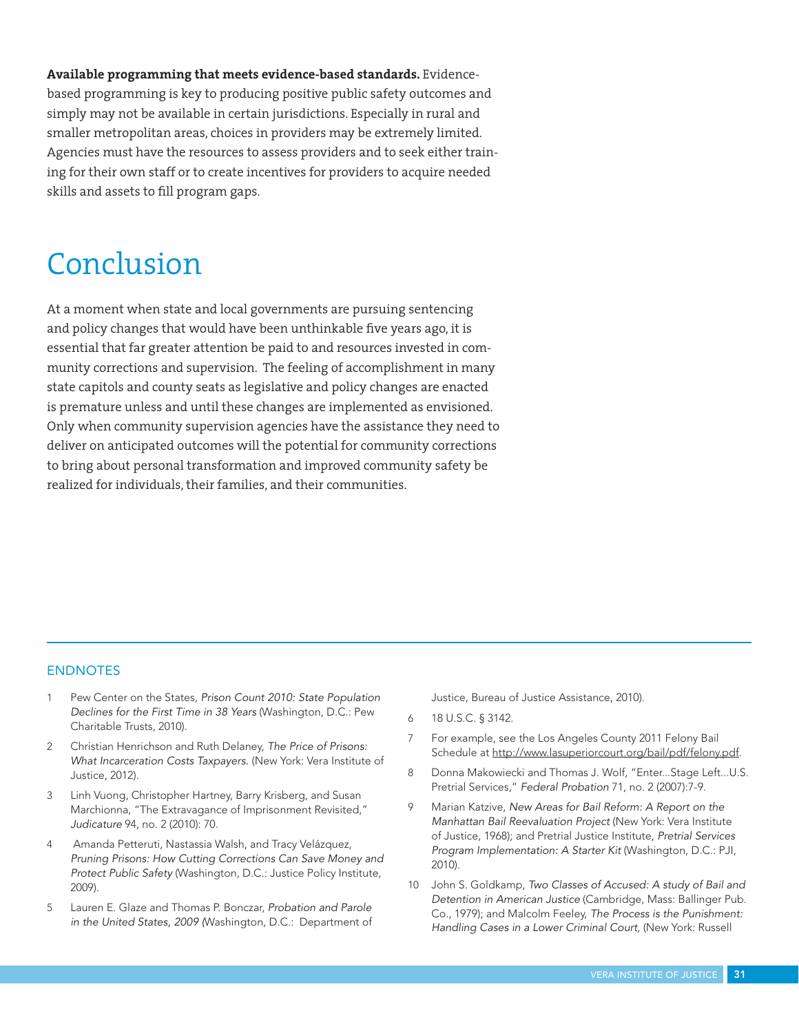**Available programming that meets evidence-based standards.** Evidence-based programming is key to producing positive public safety outcomes and simply may not be available in certain jurisdictions. Especially in rural and smaller metropolitan areas, choices in providers may be extremely limited. Agencies must have the resources to assess providers and to seek either training for their own staff or to create incentives for providers to acquire needed skills and assets to fill program gaps.

# Conclusion

At a moment when state and local governments are pursuing sentencing and policy changes that would have been unthinkable five years ago, it is essential that far greater attention be paid to and resources invested in community corrections and supervision. The feeling of accomplishment in many state capitols and county seats as legislative and policy changes are enacted is premature unless and until these changes are implemented as envisioned. Only when community supervision agencies have the assistance they need to deliver on anticipated outcomes will the potential for community corrections to bring about personal transformation and improved community safety be realized for individuals, their families, and their communities.

## ENDNOTES

1. Pew Center on the States, *Prison Count 2010: State Population Declines for the First Time in 38 Years* (Washington, D.C.: Pew Charitable Trusts, 2010).
2. Christian Henrichson and Ruth Delaney, *The Price of Prisons: What Incarceration Costs Taxpayers.* (New York: Vera Institute of Justice, 2012).
3. Linh Vuong, Christopher Hartney, Barry Krisberg, and Susan Marchionna, "The Extravagance of Imprisonment Revisited," *Judicature* 94, no. 2 (2010): 70.
4. Amanda Petteruti, Nastassia Walsh, and Tracy Velázquez, *Pruning Prisons: How Cutting Corrections Can Save Money and Protect Public Safety* (Washington, D.C.: Justice Policy Institute, 2009).
5. Lauren E. Glaze and Thomas P. Bonczar, *Probation and Parole in the United States, 2009* (Washington, D.C.: Department of Justice, Bureau of Justice Assistance, 2010).
6. 18 U.S.C. § 3142.
7. For example, see the Los Angeles County 2011 Felony Bail Schedule at http://www.lasuperiorcourt.org/bail/pdf/felony.pdf.
8. Donna Makowiecki and Thomas J. Wolf, "Enter...Stage Left...U.S. Pretrial Services," *Federal Probation* 71, no. 2 (2007):7-9.
9. Marian Katzive, *New Areas for Bail Reform: A Report on the Manhattan Bail Reevaluation Project* (New York: Vera Institute of Justice, 1968); and Pretrial Justice Institute, *Pretrial Services Program Implementation: A Starter Kit* (Washington, D.C.: PJI, 2010).
10. John S. Goldkamp, *Two Classes of Accused: A study of Bail and Detention in American Justice* (Cambridge, Mass: Ballinger Pub. Co., 1979); and Malcolm Feeley, *The Process is the Punishment: Handling Cases in a Lower Criminal Court,* (New York: Russell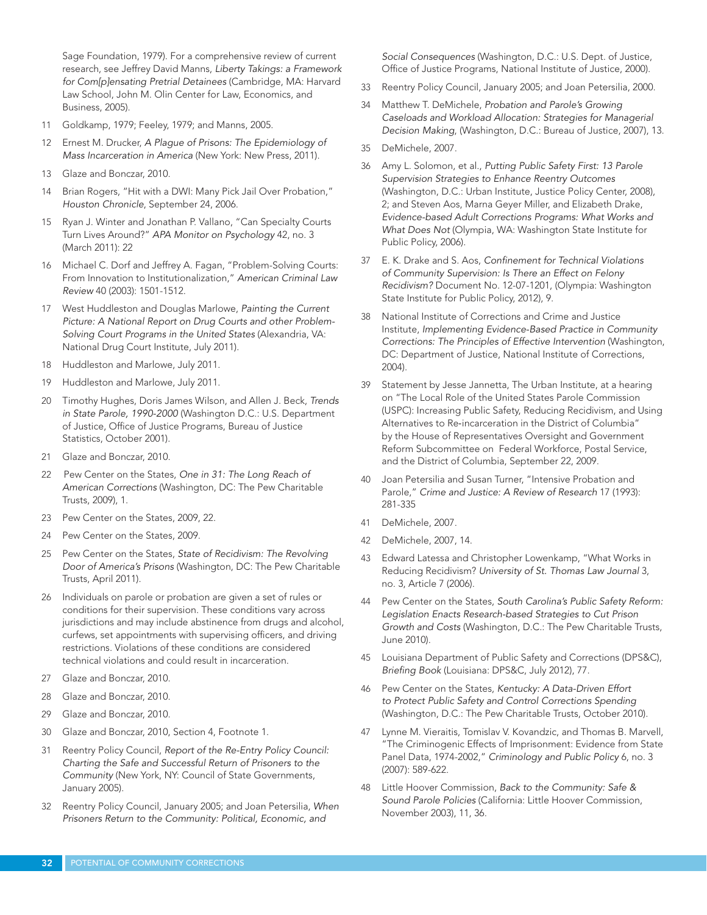Sage Foundation, 1979). For a comprehensive review of current research, see Jeffrey David Manns, *Liberty Takings: a Framework for Com[p]ensating Pretrial Detainees* (Cambridge, MA: Harvard Law School, John M. Olin Center for Law, Economics, and Business, 2005).

11 Goldkamp, 1979; Feeley, 1979; and Manns, 2005.

12 Ernest M. Drucker, *A Plague of Prisons: The Epidemiology of Mass Incarceration in America* (New York: New Press, 2011).

13 Glaze and Bonczar, 2010.

14 Brian Rogers, "Hit with a DWI: Many Pick Jail Over Probation," *Houston Chronicle*, September 24, 2006.

15 Ryan J. Winter and Jonathan P. Vallano, "Can Specialty Courts Turn Lives Around?" *APA Monitor on Psychology* 42, no. 3 (March 2011): 22

16 Michael C. Dorf and Jeffrey A. Fagan, "Problem-Solving Courts: From Innovation to Institutionalization," *American Criminal Law Review* 40 (2003): 1501-1512.

17 West Huddleston and Douglas Marlowe, *Painting the Current Picture: A National Report on Drug Courts and other Problem-Solving Court Programs in the United States* (Alexandria, VA: National Drug Court Institute, July 2011).

18 Huddleston and Marlowe, July 2011.

19 Huddleston and Marlowe, July 2011.

20 Timothy Hughes, Doris James Wilson, and Allen J. Beck, *Trends in State Parole, 1990-2000* (Washington D.C.: U.S. Department of Justice, Office of Justice Programs, Bureau of Justice Statistics, October 2001).

21 Glaze and Bonczar, 2010.

22 Pew Center on the States, *One in 31: The Long Reach of American Corrections* (Washington, DC: The Pew Charitable Trusts, 2009), 1.

23 Pew Center on the States, 2009, 22.

24 Pew Center on the States, 2009.

25 Pew Center on the States, *State of Recidivism: The Revolving Door of America's Prisons* (Washington, DC: The Pew Charitable Trusts, April 2011).

26 Individuals on parole or probation are given a set of rules or conditions for their supervision. These conditions vary across jurisdictions and may include abstinence from drugs and alcohol, curfews, set appointments with supervising officers, and driving restrictions. Violations of these conditions are considered technical violations and could result in incarceration.

27 Glaze and Bonczar, 2010.

28 Glaze and Bonczar, 2010.

29 Glaze and Bonczar, 2010.

30 Glaze and Bonczar, 2010, Section 4, Footnote 1.

31 Reentry Policy Council, *Report of the Re-Entry Policy Council: Charting the Safe and Successful Return of Prisoners to the Community* (New York, NY: Council of State Governments, January 2005).

32 Reentry Policy Council, January 2005; and Joan Petersilia, *When Prisoners Return to the Community: Political, Economic, and Social Consequences* (Washington, D.C.: U.S. Dept. of Justice, Office of Justice Programs, National Institute of Justice, 2000).

33 Reentry Policy Council, January 2005; and Joan Petersilia, 2000.

34 Matthew T. DeMichele, *Probation and Parole's Growing Caseloads and Workload Allocation: Strategies for Managerial Decision Making*, (Washington, D.C.: Bureau of Justice, 2007), 13.

35 DeMichele, 2007.

36 Amy L. Solomon, et al., *Putting Public Safety First: 13 Parole Supervision Strategies to Enhance Reentry Outcomes* (Washington, D.C.: Urban Institute, Justice Policy Center, 2008), 2; and Steven Aos, Marna Geyer Miller, and Elizabeth Drake, *Evidence-based Adult Corrections Programs: What Works and What Does Not* (Olympia, WA: Washington State Institute for Public Policy, 2006).

37 E. K. Drake and S. Aos, *Confinement for Technical Violations of Community Supervision: Is There an Effect on Felony Recidivism?* Document No. 12-07-1201, (Olympia: Washington State Institute for Public Policy, 2012), 9.

38 National Institute of Corrections and Crime and Justice Institute, *Implementing Evidence-Based Practice in Community Corrections: The Principles of Effective Intervention* (Washington, DC: Department of Justice, National Institute of Corrections, 2004).

39 Statement by Jesse Jannetta, The Urban Institute, at a hearing on "The Local Role of the United States Parole Commission (USPC): Increasing Public Safety, Reducing Recidivism, and Using Alternatives to Re-incarceration in the District of Columbia" by the House of Representatives Oversight and Government Reform Subcommittee on Federal Workforce, Postal Service, and the District of Columbia, September 22, 2009.

40 Joan Petersilia and Susan Turner, "Intensive Probation and Parole," *Crime and Justice: A Review of Research* 17 (1993): 281-335

41 DeMichele, 2007.

42 DeMichele, 2007, 14.

43 Edward Latessa and Christopher Lowenkamp, "What Works in Reducing Recidivism? *University of St. Thomas Law Journal* 3, no. 3, Article 7 (2006).

44 Pew Center on the States, *South Carolina's Public Safety Reform: Legislation Enacts Research-based Strategies to Cut Prison Growth and Costs* (Washington, D.C.: The Pew Charitable Trusts, June 2010).

45 Louisiana Department of Public Safety and Corrections (DPS&C), *Briefing Book* (Louisiana: DPS&C, July 2012), 77.

46 Pew Center on the States, *Kentucky: A Data-Driven Effort to Protect Public Safety and Control Corrections Spending* (Washington, D.C.: The Pew Charitable Trusts, October 2010).

47 Lynne M. Vieraitis, Tomislav V. Kovandzic, and Thomas B. Marvell, "The Criminogenic Effects of Imprisonment: Evidence from State Panel Data, 1974-2002," *Criminology and Public Policy* 6, no. 3 (2007): 589-622.

48 Little Hoover Commission, *Back to the Community: Safe & Sound Parole Policies* (California: Little Hoover Commission, November 2003), 11, 36.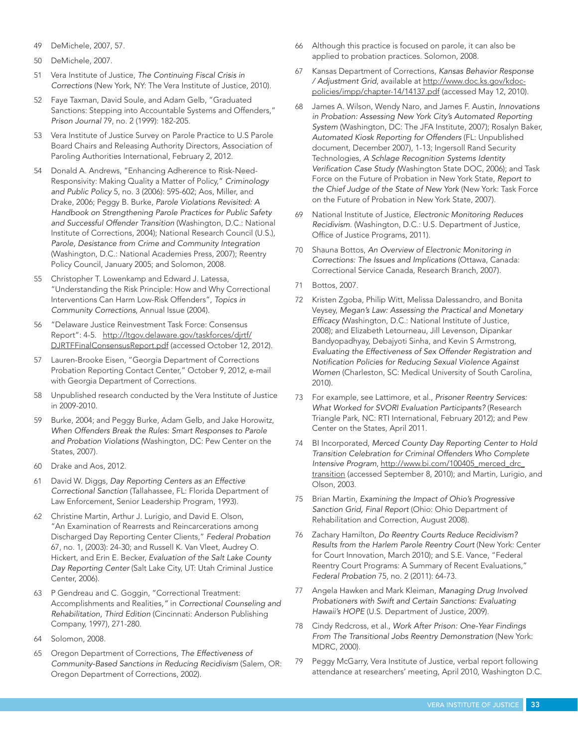49 DeMichele, 2007, 57.

50 DeMichele, 2007.

51 Vera Institute of Justice, *The Continuing Fiscal Crisis in Corrections* (New York, NY: The Vera Institute of Justice, 2010).

52 Faye Taxman, David Soule, and Adam Gelb, "Graduated Sanctions: Stepping into Accountable Systems and Offenders," *Prison Journal* 79, no. 2 (1999): 182-205.

53 Vera Institute of Justice Survey on Parole Practice to U.S Parole Board Chairs and Releasing Authority Directors, Association of Paroling Authorities International, February 2, 2012.

54 Donald A. Andrews, "Enhancing Adherence to Risk-Need-Responsivity: Making Quality a Matter of Policy," *Criminology and Public Policy* 5, no. 3 (2006): 595-602; Aos, Miller, and Drake, 2006; Peggy B. Burke, *Parole Violations Revisited: A Handbook on Strengthening Parole Practices for Public Safety and Successful Offender Transition* (Washington, D.C.: National Institute of Corrections, 2004); National Research Council (U.S.), *Parole, Desistance from Crime and Community Integration* (Washington, D.C.: National Academies Press, 2007); Reentry Policy Council, January 2005; and Solomon, 2008.

55 Christopher T. Lowenkamp and Edward J. Latessa, "Understanding the Risk Principle: How and Why Correctional Interventions Can Harm Low-Risk Offenders", *Topics in Community Corrections*, Annual Issue (2004).

56 "Delaware Justice Reinvestment Task Force: Consensus Report": 4-5. http://ltgov.delaware.gov/taskforces/djrtf/DJRTFFinalConsensusReport.pdf (accessed October 12, 2012).

57 Lauren-Brooke Eisen, "Georgia Department of Corrections Probation Reporting Contact Center," October 9, 2012, e-mail with Georgia Department of Corrections.

58 Unpublished research conducted by the Vera Institute of Justice in 2009-2010.

59 Burke, 2004; and Peggy Burke, Adam Gelb, and Jake Horowitz, *When Offenders Break the Rules: Smart Responses to Parole and Probation Violations* (Washington, DC: Pew Center on the States, 2007).

60 Drake and Aos, 2012.

61 David W. Diggs, *Day Reporting Centers as an Effective Correctional Sanction* (Tallahassee, FL: Florida Department of Law Enforcement, Senior Leadership Program, 1993).

62 Christine Martin, Arthur J. Lurigio, and David E. Olson, "An Examination of Rearrests and Reincarcerations among Discharged Day Reporting Center Clients," *Federal Probation* 67, no. 1, (2003): 24-30; and Russell K. Van Vleet, Audrey O. Hickert, and Erin E. Becker, *Evaluation of the Salt Lake County Day Reporting Center* (Salt Lake City, UT: Utah Criminal Justice Center, 2006).

63 P Gendreau and C. Goggin, "Correctional Treatment: Accomplishments and Realities," in *Correctional Counseling and Rehabilitation, Third Edition* (Cincinnati: Anderson Publishing Company, 1997), 271-280.

64 Solomon, 2008.

65 Oregon Department of Corrections, *The Effectiveness of Community-Based Sanctions in Reducing Recidivism* (Salem, OR: Oregon Department of Corrections, 2002).

66 Although this practice is focused on parole, it can also be applied to probation practices. Solomon, 2008.

67 Kansas Department of Corrections, *Kansas Behavior Response / Adjustment Grid*, available at http://www.doc.ks.gov/kdoc-policies/impp/chapter-14/14137.pdf (accessed May 12, 2010).

68 James A. Wilson, Wendy Naro, and James F. Austin, *Innovations in Probation: Assessing New York City's Automated Reporting System* (Washington, DC: The JFA Institute, 2007); Rosalyn Baker, *Automated Kiosk Reporting for Offenders* (FL: Unpublished document, December 2007), 1-13; Ingersoll Rand Security Technologies, *A Schlage Recognition Systems Identity Verification Case Study* (Washington State DOC, 2006); and Task Force on the Future of Probation in New York State, *Report to the Chief Judge of the State of New York* (New York: Task Force on the Future of Probation in New York State, 2007).

69 National Institute of Justice, *Electronic Monitoring Reduces Recidivism*. (Washington, D.C.: U.S. Department of Justice, Office of Justice Programs, 2011).

70 Shauna Bottos, *An Overview of Electronic Monitoring in Corrections: The Issues and Implications* (Ottawa, Canada: Correctional Service Canada, Research Branch, 2007).

71 Bottos, 2007.

72 Kristen Zgoba, Philip Witt, Melissa Dalessandro, and Bonita Veysey, *Megan's Law: Assessing the Practical and Monetary Efficacy* (Washington, D.C.: National Institute of Justice, 2008); and Elizabeth Letourneau, Jill Levenson, Dipankar Bandyopadhyay, Debajyoti Sinha, and Kevin S Armstrong, *Evaluating the Effectiveness of Sex Offender Registration and Notification Policies for Reducing Sexual Violence Against Women* (Charleston, SC: Medical University of South Carolina, 2010).

73 For example, see Lattimore, et al., *Prisoner Reentry Services: What Worked for SVORI Evaluation Participants?* (Research Triangle Park, NC: RTI International, February 2012); and Pew Center on the States, April 2011.

74 BI Incorporated, *Merced County Day Reporting Center to Hold Transition Celebration for Criminal Offenders Who Complete Intensive Program*, http://www.bi.com/100405_merced_drc_transition (accessed September 8, 2010); and Martin, Lurigio, and Olson, 2003.

75 Brian Martin, *Examining the Impact of Ohio's Progressive Sanction Grid, Final Report* (Ohio: Ohio Department of Rehabilitation and Correction, August 2008).

76 Zachary Hamilton, *Do Reentry Courts Reduce Recidivism? Results from the Harlem Parole Reentry Court* (New York: Center for Court Innovation, March 2010); and S.E. Vance, "Federal Reentry Court Programs: A Summary of Recent Evaluations," *Federal Probation* 75, no. 2 (2011): 64-73.

77 Angela Hawken and Mark Kleiman, *Managing Drug Involved Probationers with Swift and Certain Sanctions: Evaluating Hawaii's HOPE* (U.S. Department of Justice, 2009).

78 Cindy Redcross, et al., *Work After Prison: One-Year Findings From The Transitional Jobs Reentry Demonstration* (New York: MDRC, 2000).

79 Peggy McGarry, Vera Institute of Justice, verbal report following attendance at researchers' meeting, April 2010, Washington D.C.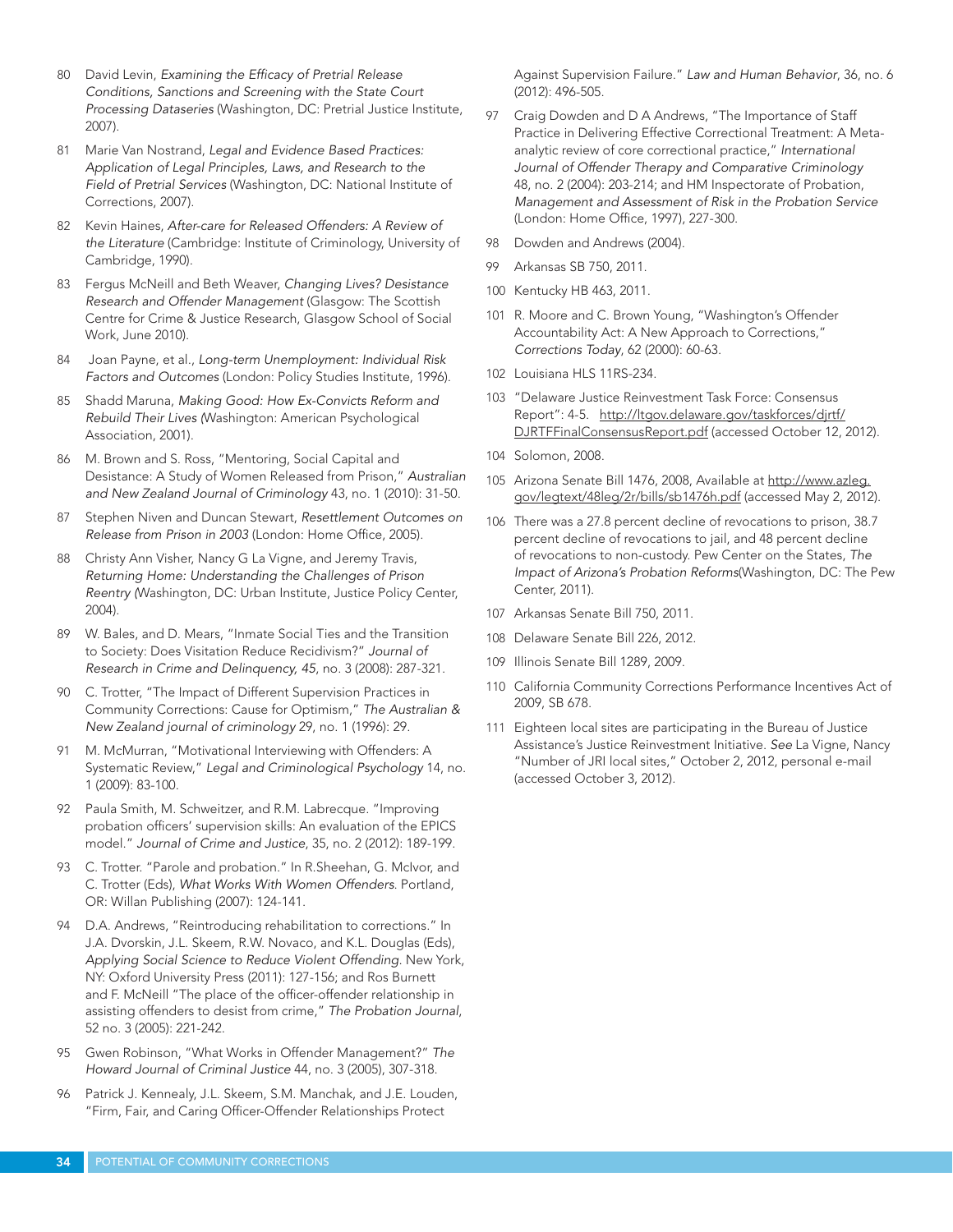80 David Levin, *Examining the Efficacy of Pretrial Release Conditions, Sanctions and Screening with the State Court Processing Dataseries* (Washington, DC: Pretrial Justice Institute, 2007).

81 Marie Van Nostrand, *Legal and Evidence Based Practices: Application of Legal Principles, Laws, and Research to the Field of Pretrial Services* (Washington, DC: National Institute of Corrections, 2007).

82 Kevin Haines, *After-care for Released Offenders: A Review of the Literature* (Cambridge: Institute of Criminology, University of Cambridge, 1990).

83 Fergus McNeill and Beth Weaver, *Changing Lives? Desistance Research and Offender Management* (Glasgow: The Scottish Centre for Crime & Justice Research, Glasgow School of Social Work, June 2010).

84 Joan Payne, et al., *Long-term Unemployment: Individual Risk Factors and Outcomes* (London: Policy Studies Institute, 1996).

85 Shadd Maruna, *Making Good: How Ex-Convicts Reform and Rebuild Their Lives (*Washington: American Psychological Association, 2001).

86 M. Brown and S. Ross, "Mentoring, Social Capital and Desistance: A Study of Women Released from Prison," *Australian and New Zealand Journal of Criminology* 43, no. 1 (2010): 31-50.

87 Stephen Niven and Duncan Stewart, *Resettlement Outcomes on Release from Prison in 2003* (London: Home Office, 2005).

88 Christy Ann Visher, Nancy G La Vigne, and Jeremy Travis, *Returning Home: Understanding the Challenges of Prison Reentry (*Washington, DC: Urban Institute, Justice Policy Center, 2004).

89 W. Bales, and D. Mears, "Inmate Social Ties and the Transition to Society: Does Visitation Reduce Recidivism?" *Journal of Research in Crime and Delinquency, 45*, no. 3 (2008): 287-321.

90 C. Trotter, "The Impact of Different Supervision Practices in Community Corrections: Cause for Optimism," *The Australian & New Zealand journal of criminology* 29, no. 1 (1996): 29.

91 M. McMurran, "Motivational Interviewing with Offenders: A Systematic Review," *Legal and Criminological Psychology* 14, no. 1 (2009): 83-100.

92 Paula Smith, M. Schweitzer, and R.M. Labrecque. "Improving probation officers' supervision skills: An evaluation of the EPICS model." *Journal of Crime and Justice*, 35, no. 2 (2012): 189-199.

93 C. Trotter. "Parole and probation." In R.Sheehan, G. McIvor, and C. Trotter (Eds), *What Works With Women Offenders*. Portland, OR: Willan Publishing (2007): 124-141.

94 D.A. Andrews, "Reintroducing rehabilitation to corrections." In J.A. Dvorskin, J.L. Skeem, R.W. Novaco, and K.L. Douglas (Eds), *Applying Social Science to Reduce Violent Offending*. New York, NY: Oxford University Press (2011): 127-156; and Ros Burnett and F. McNeill "The place of the officer-offender relationship in assisting offenders to desist from crime," *The Probation Journal*, 52 no. 3 (2005): 221-242.

95 Gwen Robinson, "What Works in Offender Management?" *The Howard Journal of Criminal Justice* 44, no. 3 (2005), 307-318.

96 Patrick J. Kennealy, J.L. Skeem, S.M. Manchak, and J.E. Louden, "Firm, Fair, and Caring Officer-Offender Relationships Protect Against Supervision Failure." *Law and Human Behavior*, 36, no. 6 (2012): 496-505.

97 Craig Dowden and D A Andrews, "The Importance of Staff Practice in Delivering Effective Correctional Treatment: A Meta-analytic review of core correctional practice," *International Journal of Offender Therapy and Comparative Criminology* 48, no. 2 (2004): 203-214; and HM Inspectorate of Probation, *Management and Assessment of Risk in the Probation Service* (London: Home Office, 1997), 227-300.

98 Dowden and Andrews (2004).

99 Arkansas SB 750, 2011.

100 Kentucky HB 463, 2011.

101 R. Moore and C. Brown Young, "Washington's Offender Accountability Act: A New Approach to Corrections," *Corrections Today*, 62 (2000): 60-63.

102 Louisiana HLS 11RS-234.

103 "Delaware Justice Reinvestment Task Force: Consensus Report": 4-5. http://ltgov.delaware.gov/taskforces/djrtf/DJRTFFinalConsensusReport.pdf (accessed October 12, 2012).

104 Solomon, 2008.

105 Arizona Senate Bill 1476, 2008, Available at http://www.azleg.gov/legtext/48leg/2r/bills/sb1476h.pdf (accessed May 2, 2012).

106 There was a 27.8 percent decline of revocations to prison, 38.7 percent decline of revocations to jail, and 48 percent decline of revocations to non-custody. Pew Center on the States, *The Impact of Arizona's Probation Reforms*(Washington, DC: The Pew Center, 2011).

107 Arkansas Senate Bill 750, 2011.

108 Delaware Senate Bill 226, 2012.

109 Illinois Senate Bill 1289, 2009.

110 California Community Corrections Performance Incentives Act of 2009, SB 678.

111 Eighteen local sites are participating in the Bureau of Justice Assistance's Justice Reinvestment Initiative. *See* La Vigne, Nancy "Number of JRI local sites," October 2, 2012, personal e-mail (accessed October 3, 2012).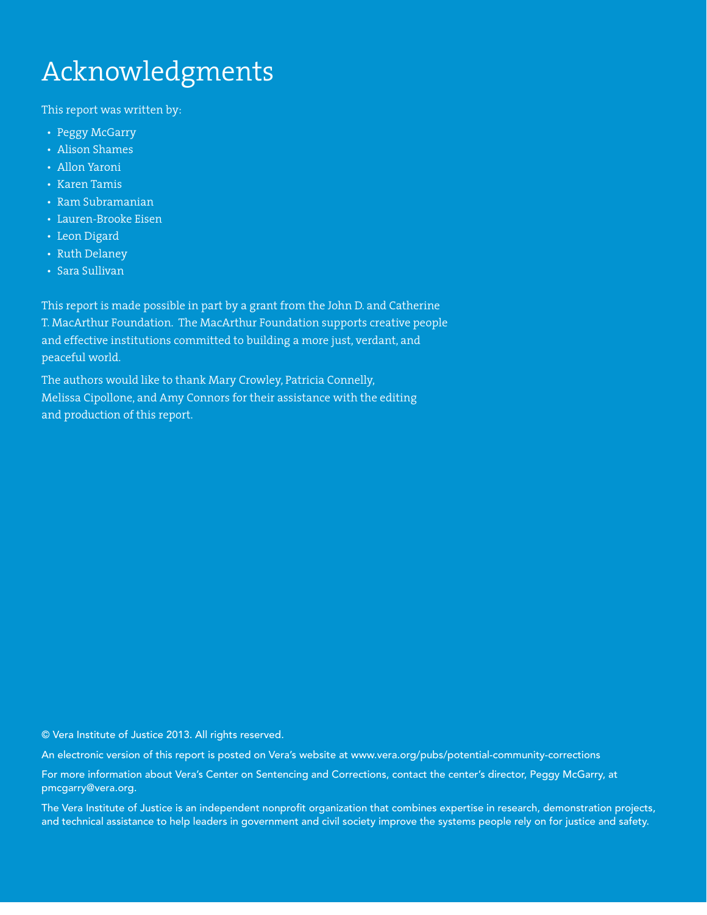# Acknowledgments

This report was written by:

- Peggy McGarry
- Alison Shames
- Allon Yaroni
- Karen Tamis
- Ram Subramanian
- Lauren-Brooke Eisen
- Leon Digard
- Ruth Delaney
- Sara Sullivan

This report is made possible in part by a grant from the John D. and Catherine T. MacArthur Foundation. The MacArthur Foundation supports creative people and effective institutions committed to building a more just, verdant, and peaceful world.

The authors would like to thank Mary Crowley, Patricia Connelly, Melissa Cipollone, and Amy Connors for their assistance with the editing and production of this report.

© Vera Institute of Justice 2013. All rights reserved.

An electronic version of this report is posted on Vera's website at www.vera.org/pubs/potential-community-corrections

For more information about Vera's Center on Sentencing and Corrections, contact the center's director, Peggy McGarry, at pmcgarry@vera.org.

The Vera Institute of Justice is an independent nonprofit organization that combines expertise in research, demonstration projects, and technical assistance to help leaders in government and civil society improve the systems people rely on for justice and safety.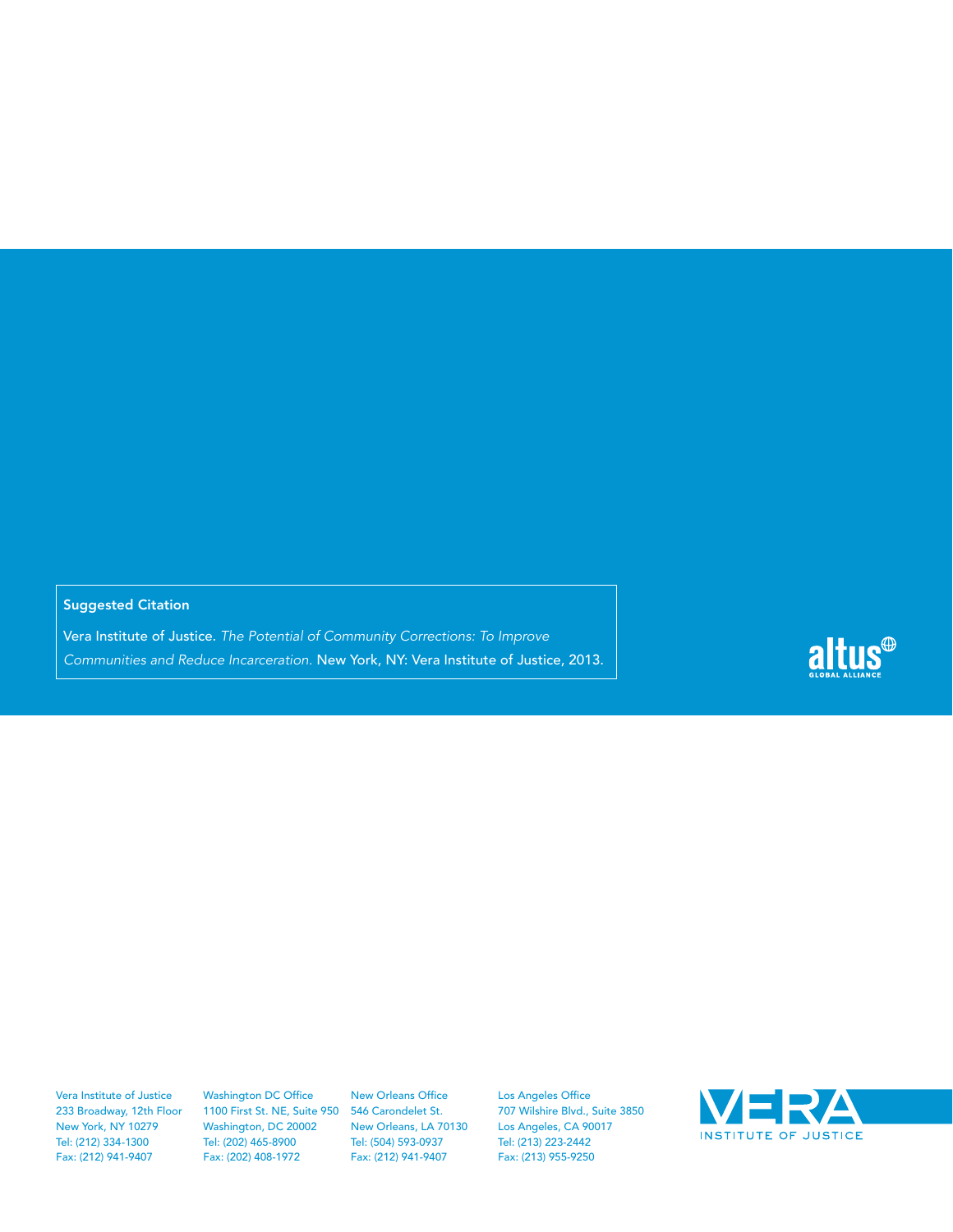**Suggested Citation**

Vera Institute of Justice. *The Potential of Community Corrections: To Improve Communities and Reduce Incarceration*. New York, NY: Vera Institute of Justice, 2013.

altus GLOBAL ALLIANCE

Vera Institute of Justice
233 Broadway, 12th Floor
New York, NY 10279
Tel: (212) 334-1300
Fax: (212) 941-9407

Washington DC Office
1100 First St. NE, Suite 950
Washington, DC 20002
Tel: (202) 465-8900
Fax: (202) 408-1972

New Orleans Office
546 Carondelet St.
New Orleans, LA 70130
Tel: (504) 593-0937
Fax: (212) 941-9407

Los Angeles Office
707 Wilshire Blvd., Suite 3850
Los Angeles, CA 90017
Tel: (213) 223-2442
Fax: (213) 955-9250

VERA INSTITUTE OF JUSTICE